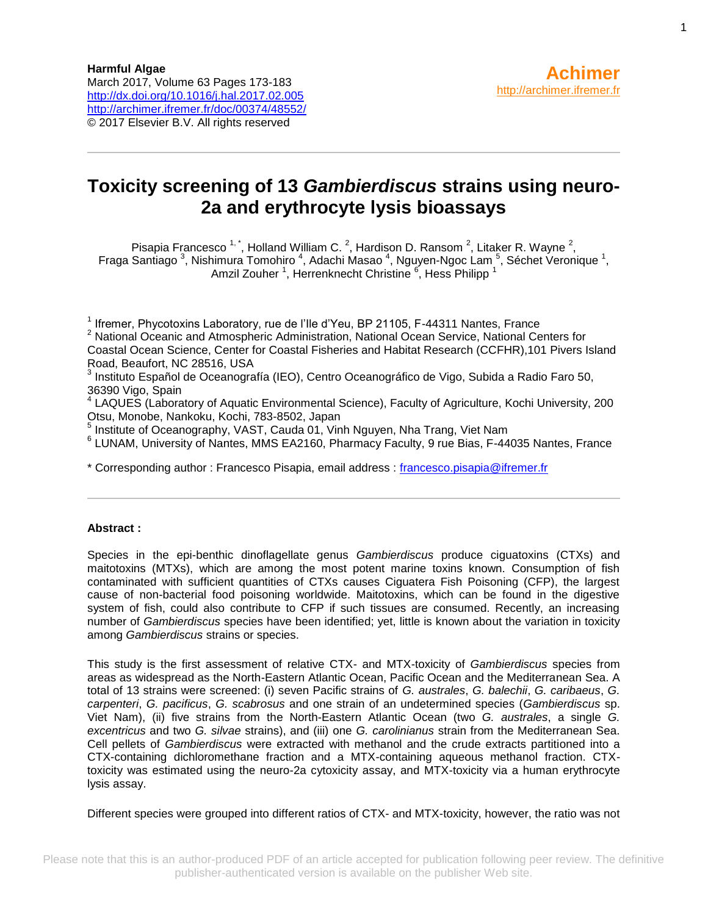Harmful Algae
March 2017, Volume 63 Pages 173-183
http://dx.doi.org/10.1016/j.hal.2017.02.005
http://archimer.ifremer.fr/doc/00374/48552/
© 2017 Elsevier B.V. All rights reserved

**Achimer**
http://archimer.ifremer.fr

# Toxicity screening of 13 *Gambierdiscus* strains using neuro-2a and erythrocyte lysis bioassays

Pisapia Francesco [1,*], Holland William C. [2], Hardison D. Ransom [2], Litaker R. Wayne [2], Fraga Santiago [3], Nishimura Tomohiro [4], Adachi Masao [4], Nguyen-Ngoc Lam [5], Séchet Veronique [1], Amzil Zouher [1], Herrenknecht Christine [6], Hess Philipp [1]

[1] Ifremer, Phycotoxins Laboratory, rue de l'Ile d'Yeu, BP 21105, F-44311 Nantes, France
[2] National Oceanic and Atmospheric Administration, National Ocean Service, National Centers for Coastal Ocean Science, Center for Coastal Fisheries and Habitat Research (CCFHR),101 Pivers Island Road, Beaufort, NC 28516, USA
[3] Instituto Español de Oceanografía (IEO), Centro Oceanográfico de Vigo, Subida a Radio Faro 50, 36390 Vigo, Spain
[4] LAQUES (Laboratory of Aquatic Environmental Science), Faculty of Agriculture, Kochi University, 200 Otsu, Monobe, Nankoku, Kochi, 783-8502, Japan
[5] Institute of Oceanography, VAST, Cauda 01, Vinh Nguyen, Nha Trang, Viet Nam
[6] LUNAM, University of Nantes, MMS EA2160, Pharmacy Faculty, 9 rue Bias, F-44035 Nantes, France

* Corresponding author : Francesco Pisapia, email address : francesco.pisapia@ifremer.fr

**Abstract :**

Species in the epi-benthic dinoflagellate genus *Gambierdiscus* produce ciguatoxins (CTXs) and maitotoxins (MTXs), which are among the most potent marine toxins known. Consumption of fish contaminated with sufficient quantities of CTXs causes Ciguatera Fish Poisoning (CFP), the largest cause of non-bacterial food poisoning worldwide. Maitotoxins, which can be found in the digestive system of fish, could also contribute to CFP if such tissues are consumed. Recently, an increasing number of *Gambierdiscus* species have been identified; yet, little is known about the variation in toxicity among *Gambierdiscus* strains or species.

This study is the first assessment of relative CTX- and MTX-toxicity of *Gambierdiscus* species from areas as widespread as the North-Eastern Atlantic Ocean, Pacific Ocean and the Mediterranean Sea. A total of 13 strains were screened: (i) seven Pacific strains of *G. australes*, *G. balechii*, *G. caribaeus*, *G. carpenteri*, *G. pacificus*, *G. scabrosus* and one strain of an undetermined species (*Gambierdiscus* sp. Viet Nam), (ii) five strains from the North-Eastern Atlantic Ocean (two *G. australes*, a single *G. excentricus* and two *G. silvae* strains), and (iii) one *G. carolinianus* strain from the Mediterranean Sea. Cell pellets of *Gambierdiscus* were extracted with methanol and the crude extracts partitioned into a CTX-containing dichloromethane fraction and a MTX-containing aqueous methanol fraction. CTX-toxicity was estimated using the neuro-2a cytoxicity assay, and MTX-toxicity via a human erythrocyte lysis assay.

Different species were grouped into different ratios of CTX- and MTX-toxicity, however, the ratio was not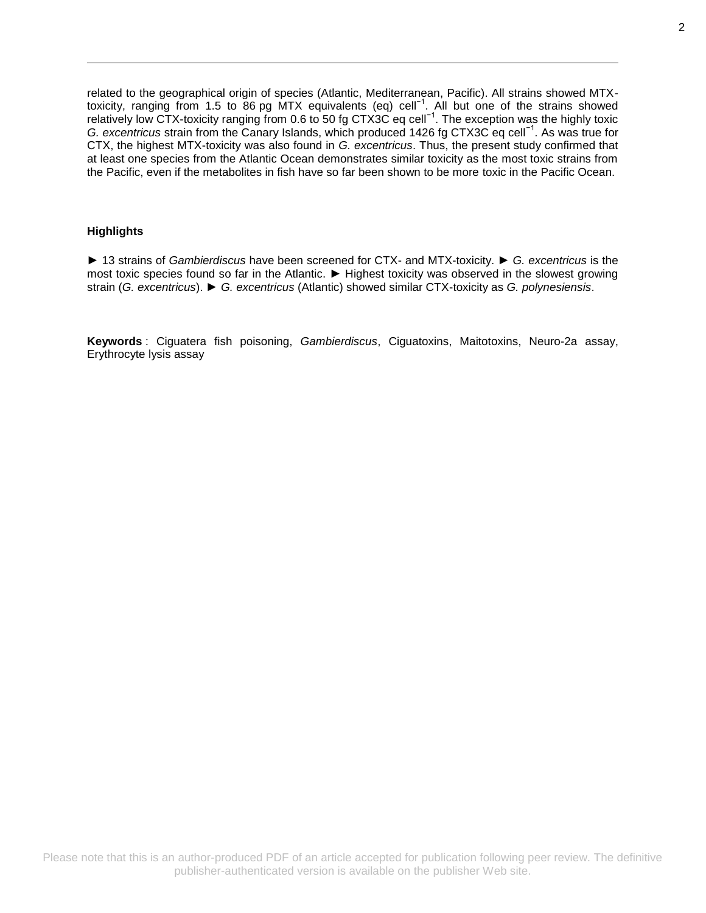related to the geographical origin of species (Atlantic, Mediterranean, Pacific). All strains showed MTX-toxicity, ranging from 1.5 to 86 pg MTX equivalents (eq) cell$^{-1}$. All but one of the strains showed relatively low CTX-toxicity ranging from 0.6 to 50 fg CTX3C eq cell$^{-1}$. The exception was the highly toxic *G. excentricus* strain from the Canary Islands, which produced 1426 fg CTX3C eq cell$^{-1}$. As was true for CTX, the highest MTX-toxicity was also found in *G. excentricus*. Thus, the present study confirmed that at least one species from the Atlantic Ocean demonstrates similar toxicity as the most toxic strains from the Pacific, even if the metabolites in fish have so far been shown to be more toxic in the Pacific Ocean.

**Highlights**

► 13 strains of *Gambierdiscus* have been screened for CTX- and MTX-toxicity. ► *G. excentricus* is the most toxic species found so far in the Atlantic. ► Highest toxicity was observed in the slowest growing strain (*G. excentricus*). ► *G. excentricus* (Atlantic) showed similar CTX-toxicity as *G. polynesiensis*.

**Keywords** : Ciguatera fish poisoning, *Gambierdiscus*, Ciguatoxins, Maitotoxins, Neuro-2a assay, Erythrocyte lysis assay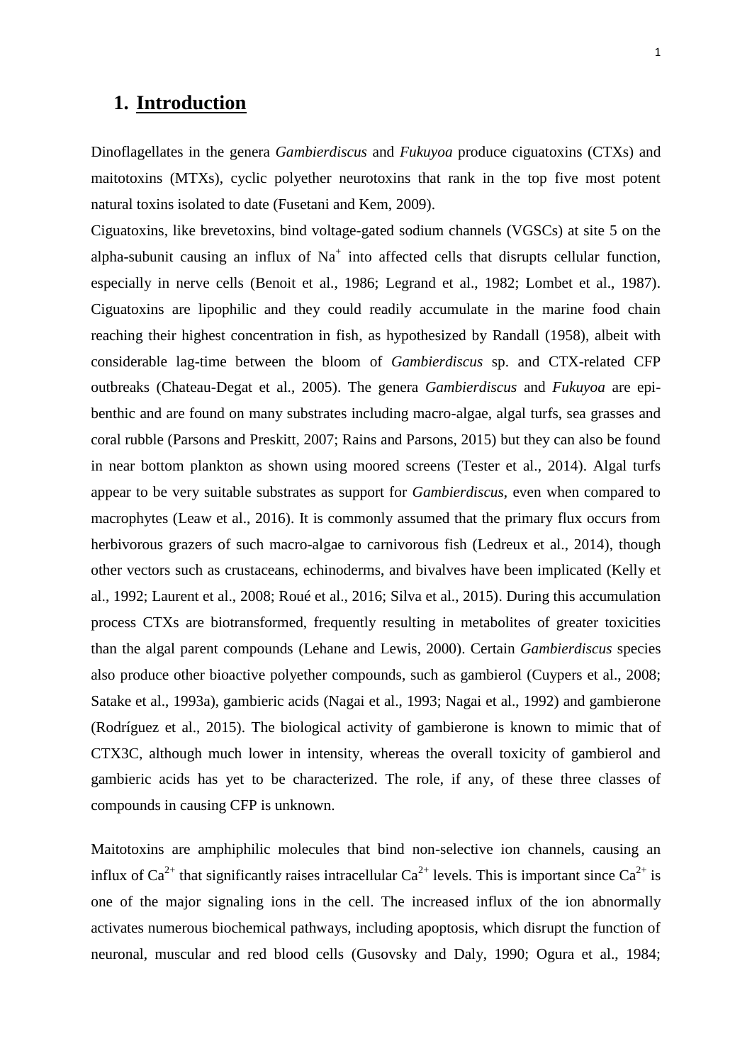# 1. Introduction

Dinoflagellates in the genera *Gambierdiscus* and *Fukuyoa* produce ciguatoxins (CTXs) and maitotoxins (MTXs), cyclic polyether neurotoxins that rank in the top five most potent natural toxins isolated to date (Fusetani and Kem, 2009).

Ciguatoxins, like brevetoxins, bind voltage-gated sodium channels (VGSCs) at site 5 on the alpha-subunit causing an influx of $Na^+$ into affected cells that disrupts cellular function, especially in nerve cells (Benoit et al., 1986; Legrand et al., 1982; Lombet et al., 1987). Ciguatoxins are lipophilic and they could readily accumulate in the marine food chain reaching their highest concentration in fish, as hypothesized by Randall (1958), albeit with considerable lag-time between the bloom of *Gambierdiscus* sp. and CTX-related CFP outbreaks (Chateau-Degat et al., 2005). The genera *Gambierdiscus* and *Fukuyoa* are epi-benthic and are found on many substrates including macro-algae, algal turfs, sea grasses and coral rubble (Parsons and Preskitt, 2007; Rains and Parsons, 2015) but they can also be found in near bottom plankton as shown using moored screens (Tester et al., 2014). Algal turfs appear to be very suitable substrates as support for *Gambierdiscus*, even when compared to macrophytes (Leaw et al., 2016). It is commonly assumed that the primary flux occurs from herbivorous grazers of such macro-algae to carnivorous fish (Ledreux et al., 2014), though other vectors such as crustaceans, echinoderms, and bivalves have been implicated (Kelly et al., 1992; Laurent et al., 2008; Roué et al., 2016; Silva et al., 2015). During this accumulation process CTXs are biotransformed, frequently resulting in metabolites of greater toxicities than the algal parent compounds (Lehane and Lewis, 2000). Certain *Gambierdiscus* species also produce other bioactive polyether compounds, such as gambierol (Cuypers et al., 2008; Satake et al., 1993a), gambieric acids (Nagai et al., 1993; Nagai et al., 1992) and gambierone (Rodríguez et al., 2015). The biological activity of gambierone is known to mimic that of CTX3C, although much lower in intensity, whereas the overall toxicity of gambierol and gambieric acids has yet to be characterized. The role, if any, of these three classes of compounds in causing CFP is unknown.

Maitotoxins are amphiphilic molecules that bind non-selective ion channels, causing an influx of $Ca^{2+}$ that significantly raises intracellular $Ca^{2+}$ levels. This is important since $Ca^{2+}$ is one of the major signaling ions in the cell. The increased influx of the ion abnormally activates numerous biochemical pathways, including apoptosis, which disrupt the function of neuronal, muscular and red blood cells (Gusovsky and Daly, 1990; Ogura et al., 1984;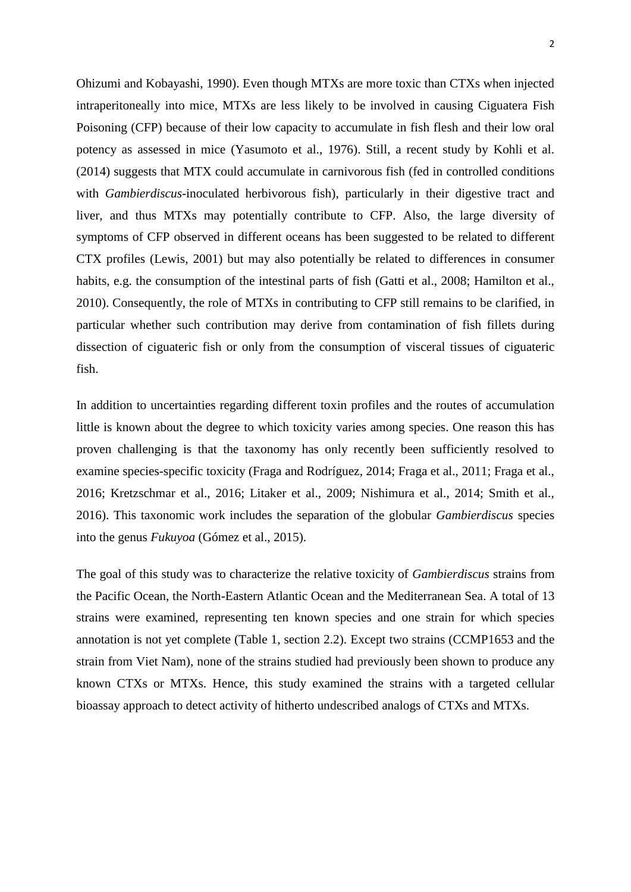Ohizumi and Kobayashi, 1990). Even though MTXs are more toxic than CTXs when injected intraperitoneally into mice, MTXs are less likely to be involved in causing Ciguatera Fish Poisoning (CFP) because of their low capacity to accumulate in fish flesh and their low oral potency as assessed in mice (Yasumoto et al., 1976). Still, a recent study by Kohli et al. (2014) suggests that MTX could accumulate in carnivorous fish (fed in controlled conditions with *Gambierdiscus*-inoculated herbivorous fish), particularly in their digestive tract and liver, and thus MTXs may potentially contribute to CFP. Also, the large diversity of symptoms of CFP observed in different oceans has been suggested to be related to different CTX profiles (Lewis, 2001) but may also potentially be related to differences in consumer habits, e.g. the consumption of the intestinal parts of fish (Gatti et al., 2008; Hamilton et al., 2010). Consequently, the role of MTXs in contributing to CFP still remains to be clarified, in particular whether such contribution may derive from contamination of fish fillets during dissection of ciguateric fish or only from the consumption of visceral tissues of ciguateric fish.

In addition to uncertainties regarding different toxin profiles and the routes of accumulation little is known about the degree to which toxicity varies among species. One reason this has proven challenging is that the taxonomy has only recently been sufficiently resolved to examine species-specific toxicity (Fraga and Rodríguez, 2014; Fraga et al., 2011; Fraga et al., 2016; Kretzschmar et al., 2016; Litaker et al., 2009; Nishimura et al., 2014; Smith et al., 2016). This taxonomic work includes the separation of the globular *Gambierdiscus* species into the genus *Fukuyoa* (Gómez et al., 2015).

The goal of this study was to characterize the relative toxicity of *Gambierdiscus* strains from the Pacific Ocean, the North-Eastern Atlantic Ocean and the Mediterranean Sea. A total of 13 strains were examined, representing ten known species and one strain for which species annotation is not yet complete (Table 1, section 2.2). Except two strains (CCMP1653 and the strain from Viet Nam), none of the strains studied had previously been shown to produce any known CTXs or MTXs. Hence, this study examined the strains with a targeted cellular bioassay approach to detect activity of hitherto undescribed analogs of CTXs and MTXs.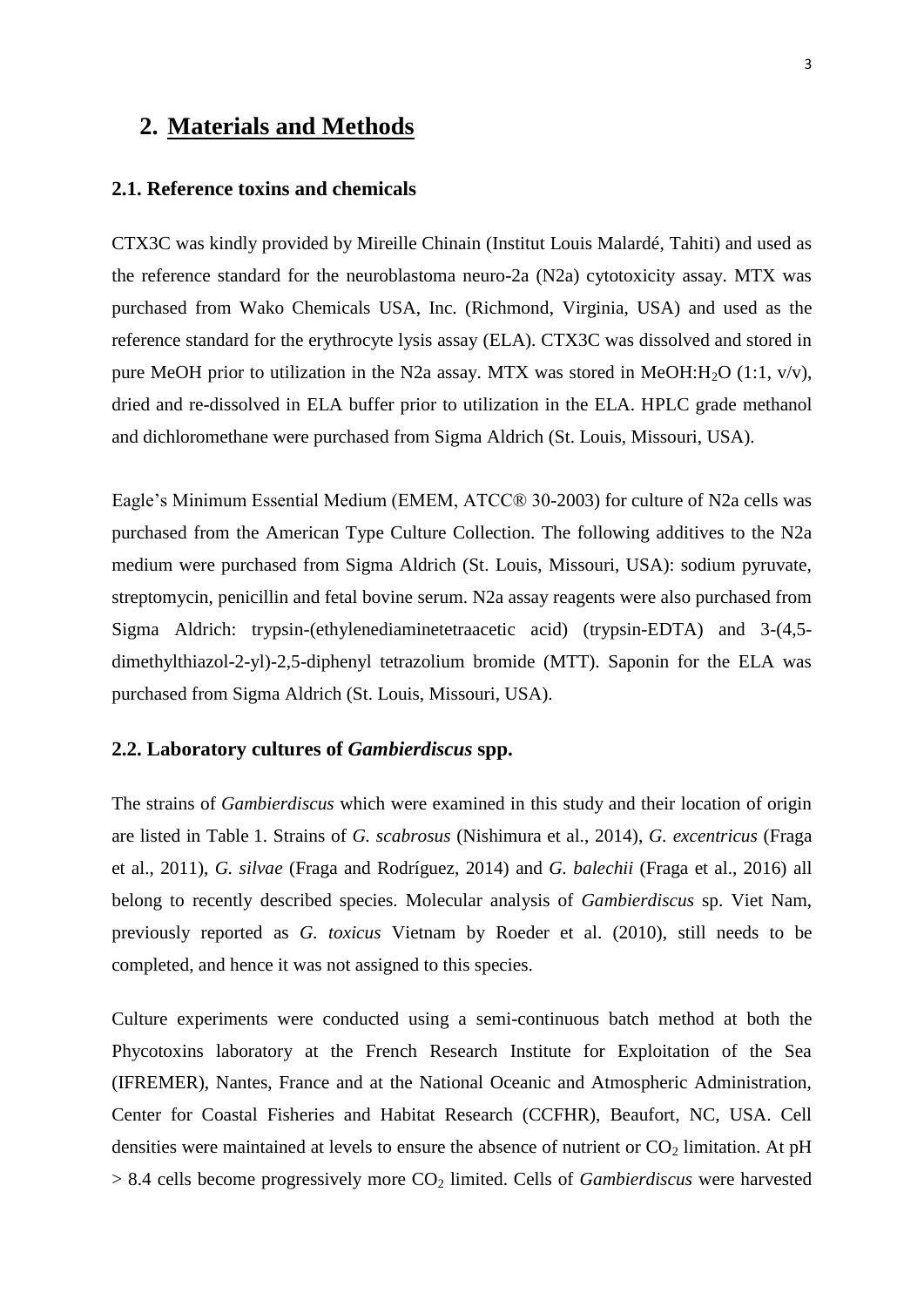## 2. Materials and Methods

### 2.1. Reference toxins and chemicals

CTX3C was kindly provided by Mireille Chinain (Institut Louis Malardé, Tahiti) and used as the reference standard for the neuroblastoma neuro-2a (N2a) cytotoxicity assay. MTX was purchased from Wako Chemicals USA, Inc. (Richmond, Virginia, USA) and used as the reference standard for the erythrocyte lysis assay (ELA). CTX3C was dissolved and stored in pure MeOH prior to utilization in the N2a assay. MTX was stored in MeOH:$H_2O$ (1:1, v/v), dried and re-dissolved in ELA buffer prior to utilization in the ELA. HPLC grade methanol and dichloromethane were purchased from Sigma Aldrich (St. Louis, Missouri, USA).

Eagle's Minimum Essential Medium (EMEM, ATCC® 30-2003) for culture of N2a cells was purchased from the American Type Culture Collection. The following additives to the N2a medium were purchased from Sigma Aldrich (St. Louis, Missouri, USA): sodium pyruvate, streptomycin, penicillin and fetal bovine serum. N2a assay reagents were also purchased from Sigma Aldrich: trypsin-(ethylenediaminetetraacetic acid) (trypsin-EDTA) and 3-(4,5-dimethylthiazol-2-yl)-2,5-diphenyl tetrazolium bromide (MTT). Saponin for the ELA was purchased from Sigma Aldrich (St. Louis, Missouri, USA).

### 2.2. Laboratory cultures of *Gambierdiscus* spp.

The strains of *Gambierdiscus* which were examined in this study and their location of origin are listed in Table 1. Strains of *G. scabrosus* (Nishimura et al., 2014), *G. excentricus* (Fraga et al., 2011), *G. silvae* (Fraga and Rodríguez, 2014) and *G. balechii* (Fraga et al., 2016) all belong to recently described species. Molecular analysis of *Gambierdiscus* sp. Viet Nam, previously reported as *G. toxicus* Vietnam by Roeder et al. (2010), still needs to be completed, and hence it was not assigned to this species.

Culture experiments were conducted using a semi-continuous batch method at both the Phycotoxins laboratory at the French Research Institute for Exploitation of the Sea (IFREMER), Nantes, France and at the National Oceanic and Atmospheric Administration, Center for Coastal Fisheries and Habitat Research (CCFHR), Beaufort, NC, USA. Cell densities were maintained at levels to ensure the absence of nutrient or $CO_2$ limitation. At pH > 8.4 cells become progressively more $CO_2$ limited. Cells of *Gambierdiscus* were harvested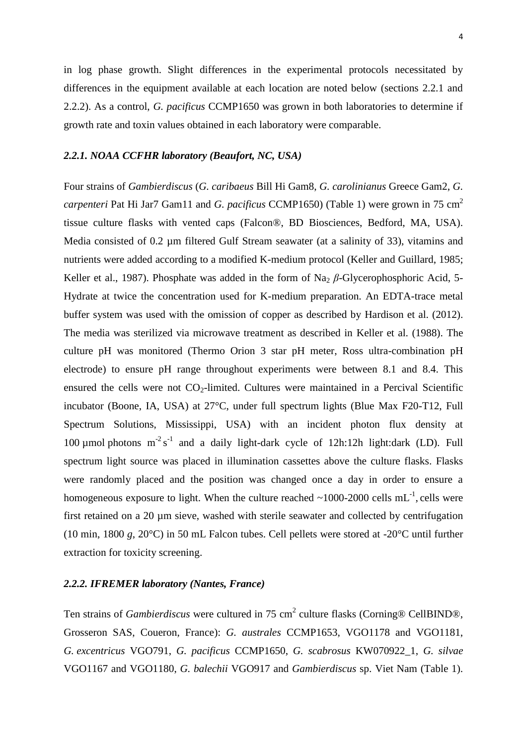in log phase growth. Slight differences in the experimental protocols necessitated by differences in the equipment available at each location are noted below (sections 2.2.1 and 2.2.2). As a control, *G. pacificus* CCMP1650 was grown in both laboratories to determine if growth rate and toxin values obtained in each laboratory were comparable.

### *2.2.1. NOAA CCFHR laboratory (Beaufort, NC, USA)*

Four strains of *Gambierdiscus* (*G. caribaeus* Bill Hi Gam8, *G. carolinianus* Greece Gam2, *G. carpenteri* Pat Hi Jar7 Gam11 and *G. pacificus* CCMP1650) (Table 1) were grown in 75 $cm^2$ tissue culture flasks with vented caps (Falcon®, BD Biosciences, Bedford, MA, USA). Media consisted of 0.2 µm filtered Gulf Stream seawater (at a salinity of 33), vitamins and nutrients were added according to a modified K-medium protocol (Keller and Guillard, 1985; Keller et al., 1987). Phosphate was added in the form of $Na_2$ $\beta$-Glycerophosphoric Acid, 5-Hydrate at twice the concentration used for K-medium preparation. An EDTA-trace metal buffer system was used with the omission of copper as described by Hardison et al. (2012). The media was sterilized via microwave treatment as described in Keller et al. (1988). The culture pH was monitored (Thermo Orion 3 star pH meter, Ross ultra-combination pH electrode) to ensure pH range throughout experiments were between 8.1 and 8.4. This ensured the cells were not $CO_2$-limited. Cultures were maintained in a Percival Scientific incubator (Boone, IA, USA) at 27°C, under full spectrum lights (Blue Max F20-T12, Full Spectrum Solutions, Mississippi, USA) with an incident photon flux density at 100 µmol photons $m^{-2} s^{-1}$ and a daily light-dark cycle of 12h:12h light:dark (LD). Full spectrum light source was placed in illumination cassettes above the culture flasks. Flasks were randomly placed and the position was changed once a day in order to ensure a homogeneous exposure to light. When the culture reached ~1000-2000 cells $mL^{-1}$, cells were first retained on a 20 µm sieve, washed with sterile seawater and collected by centrifugation (10 min, 1800 *g*, 20°C) in 50 mL Falcon tubes. Cell pellets were stored at -20°C until further extraction for toxicity screening.

### *2.2.2. IFREMER laboratory (Nantes, France)*

Ten strains of *Gambierdiscus* were cultured in 75 $cm^2$ culture flasks (Corning® CellBIND®, Grosseron SAS, Coueron, France): *G. australes* CCMP1653, VGO1178 and VGO1181, *G. excentricus* VGO791, *G. pacificus* CCMP1650, *G. scabrosus* KW070922_1, *G. silvae* VGO1167 and VGO1180, *G. balechii* VGO917 and *Gambierdiscus* sp. Viet Nam (Table 1).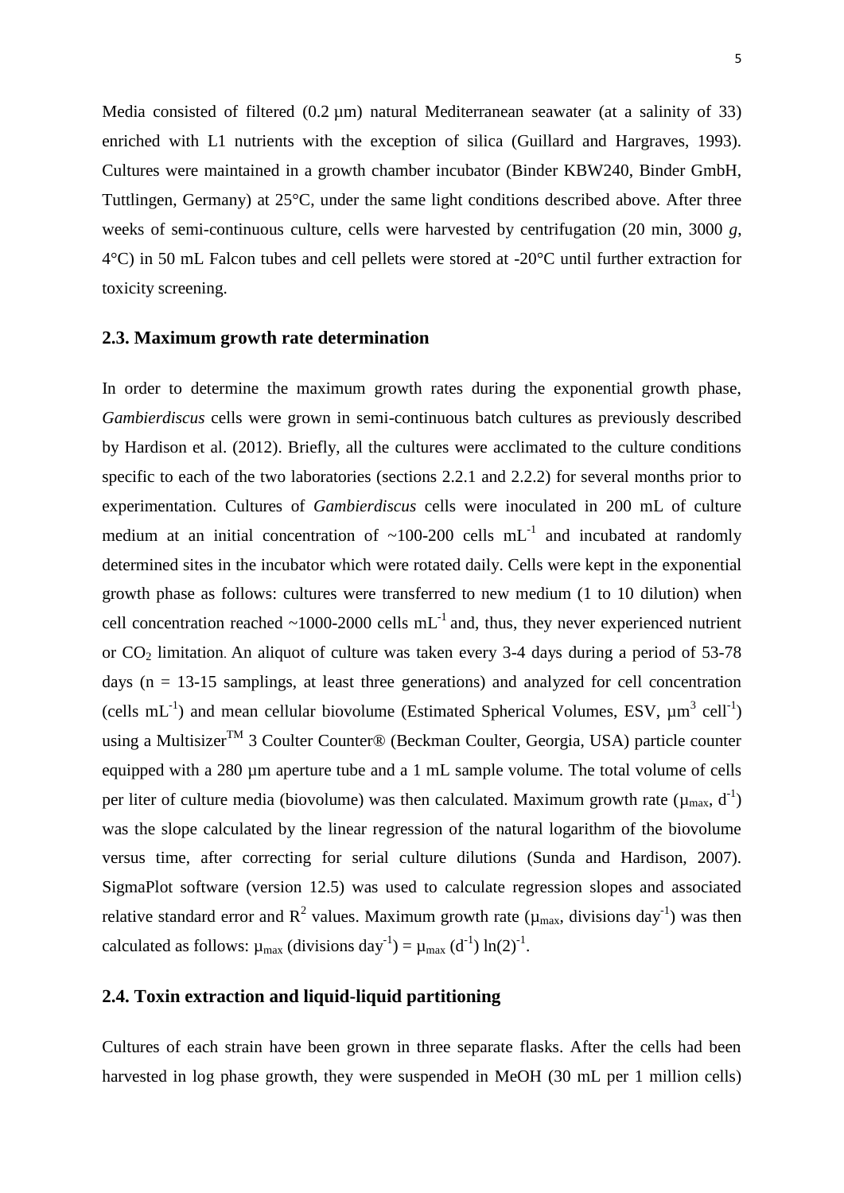Media consisted of filtered (0.2 µm) natural Mediterranean seawater (at a salinity of 33) enriched with L1 nutrients with the exception of silica (Guillard and Hargraves, 1993). Cultures were maintained in a growth chamber incubator (Binder KBW240, Binder GmbH, Tuttlingen, Germany) at 25°C, under the same light conditions described above. After three weeks of semi-continuous culture, cells were harvested by centrifugation (20 min, 3000 *g*, 4°C) in 50 mL Falcon tubes and cell pellets were stored at -20°C until further extraction for toxicity screening.

## 2.3. Maximum growth rate determination

In order to determine the maximum growth rates during the exponential growth phase, *Gambierdiscus* cells were grown in semi-continuous batch cultures as previously described by Hardison et al. (2012). Briefly, all the cultures were acclimated to the culture conditions specific to each of the two laboratories (sections 2.2.1 and 2.2.2) for several months prior to experimentation. Cultures of *Gambierdiscus* cells were inoculated in 200 mL of culture medium at an initial concentration of ~100-200 cells $mL^{-1}$ and incubated at randomly determined sites in the incubator which were rotated daily. Cells were kept in the exponential growth phase as follows: cultures were transferred to new medium (1 to 10 dilution) when cell concentration reached ~1000-2000 cells $mL^{-1}$ and, thus, they never experienced nutrient or $CO_2$ limitation. An aliquot of culture was taken every 3-4 days during a period of 53-78 days (n = 13-15 samplings, at least three generations) and analyzed for cell concentration (cells $mL^{-1}$) and mean cellular biovolume (Estimated Spherical Volumes, ESV, $\mu m^3$ $cell^{-1}$) using a Multisizer™ 3 Coulter Counter® (Beckman Coulter, Georgia, USA) particle counter equipped with a 280 µm aperture tube and a 1 mL sample volume. The total volume of cells per liter of culture media (biovolume) was then calculated. Maximum growth rate ($\mu_{max}$, $d^{-1}$) was the slope calculated by the linear regression of the natural logarithm of the biovolume versus time, after correcting for serial culture dilutions (Sunda and Hardison, 2007). SigmaPlot software (version 12.5) was used to calculate regression slopes and associated relative standard error and $R^2$ values. Maximum growth rate ($\mu_{max}$, divisions $day^{-1}$) was then calculated as follows: $\mu_{max}$ (divisions $day^{-1}$) = $\mu_{max}$ ($d^{-1}$) $\ln(2)^{-1}$.

## 2.4. Toxin extraction and liquid-liquid partitioning

Cultures of each strain have been grown in three separate flasks. After the cells had been harvested in log phase growth, they were suspended in MeOH (30 mL per 1 million cells)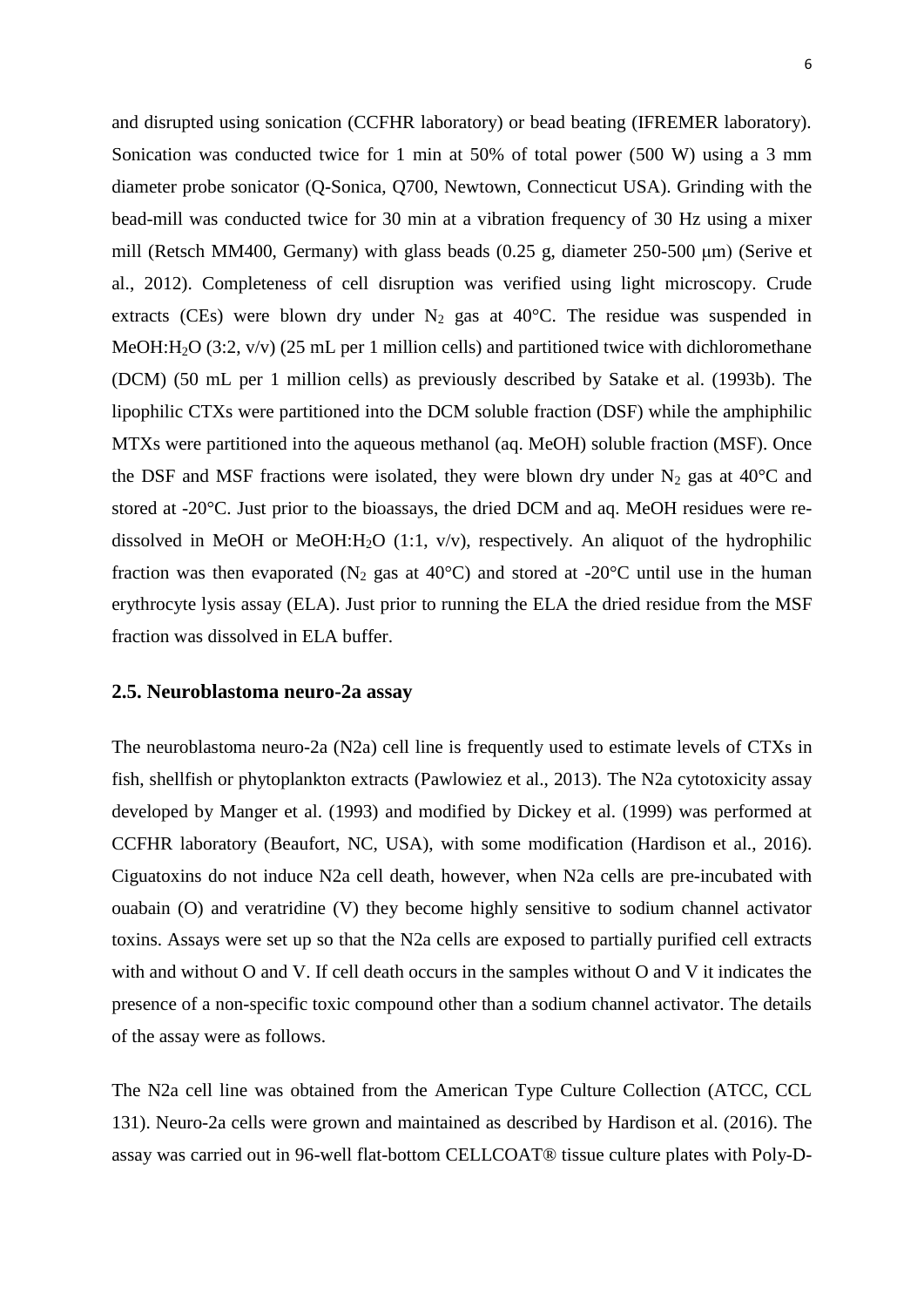and disrupted using sonication (CCFHR laboratory) or bead beating (IFREMER laboratory). Sonication was conducted twice for 1 min at 50% of total power (500 W) using a 3 mm diameter probe sonicator (Q-Sonica, Q700, Newtown, Connecticut USA). Grinding with the bead-mill was conducted twice for 30 min at a vibration frequency of 30 Hz using a mixer mill (Retsch MM400, Germany) with glass beads (0.25 g, diameter 250-500 μm) (Serive et al., 2012). Completeness of cell disruption was verified using light microscopy. Crude extracts (CEs) were blown dry under $N_2$ gas at 40°C. The residue was suspended in MeOH:$H_2O$ (3:2, v/v) (25 mL per 1 million cells) and partitioned twice with dichloromethane (DCM) (50 mL per 1 million cells) as previously described by Satake et al. (1993b). The lipophilic CTXs were partitioned into the DCM soluble fraction (DSF) while the amphiphilic MTXs were partitioned into the aqueous methanol (aq. MeOH) soluble fraction (MSF). Once the DSF and MSF fractions were isolated, they were blown dry under $N_2$ gas at 40°C and stored at -20°C. Just prior to the bioassays, the dried DCM and aq. MeOH residues were re-dissolved in MeOH or MeOH:$H_2O$ (1:1, v/v), respectively. An aliquot of the hydrophilic fraction was then evaporated ($N_2$ gas at 40°C) and stored at -20°C until use in the human erythrocyte lysis assay (ELA). Just prior to running the ELA the dried residue from the MSF fraction was dissolved in ELA buffer.

## 2.5. Neuroblastoma neuro-2a assay

The neuroblastoma neuro-2a (N2a) cell line is frequently used to estimate levels of CTXs in fish, shellfish or phytoplankton extracts (Pawlowiez et al., 2013). The N2a cytotoxicity assay developed by Manger et al. (1993) and modified by Dickey et al. (1999) was performed at CCFHR laboratory (Beaufort, NC, USA), with some modification (Hardison et al., 2016). Ciguatoxins do not induce N2a cell death, however, when N2a cells are pre-incubated with ouabain (O) and veratridine (V) they become highly sensitive to sodium channel activator toxins. Assays were set up so that the N2a cells are exposed to partially purified cell extracts with and without O and V. If cell death occurs in the samples without O and V it indicates the presence of a non-specific toxic compound other than a sodium channel activator. The details of the assay were as follows.

The N2a cell line was obtained from the American Type Culture Collection (ATCC, CCL 131). Neuro-2a cells were grown and maintained as described by Hardison et al. (2016). The assay was carried out in 96-well flat-bottom CELLCOAT® tissue culture plates with Poly-D-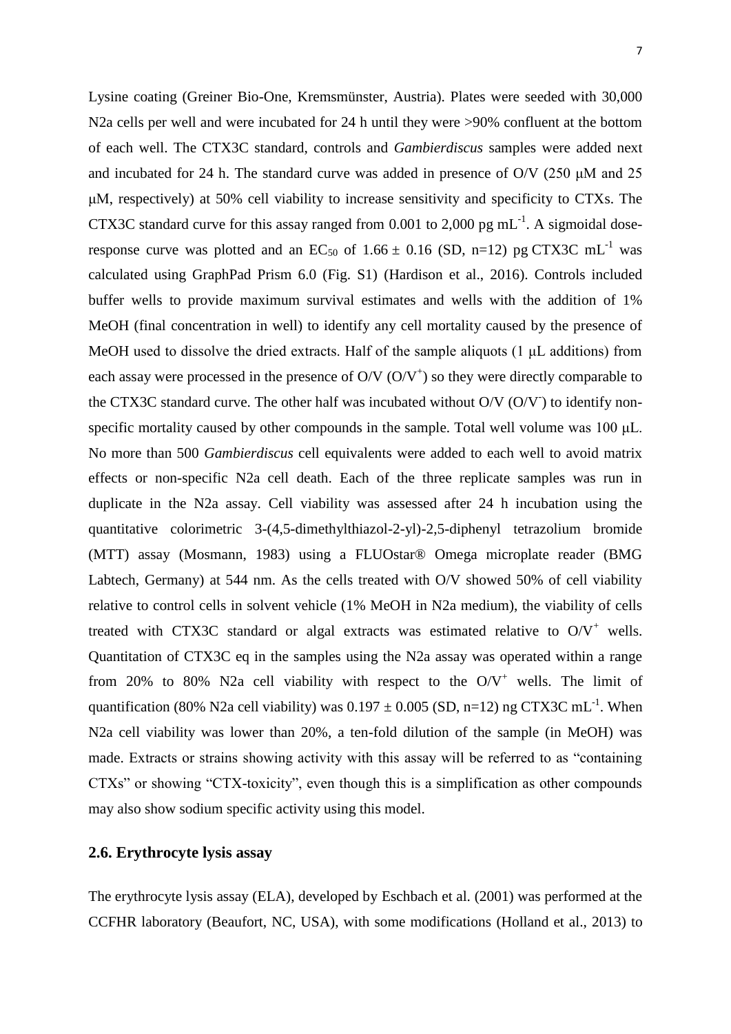Lysine coating (Greiner Bio-One, Kremsmünster, Austria). Plates were seeded with 30,000 N2a cells per well and were incubated for 24 h until they were >90% confluent at the bottom of each well. The CTX3C standard, controls and *Gambierdiscus* samples were added next and incubated for 24 h. The standard curve was added in presence of O/V (250 μM and 25 μM, respectively) at 50% cell viability to increase sensitivity and specificity to CTXs. The CTX3C standard curve for this assay ranged from 0.001 to 2,000 pg $mL^{-1}$. A sigmoidal dose-response curve was plotted and an $EC_{50}$ of 1.66 ± 0.16 (SD, n=12) pg CTX3C $mL^{-1}$ was calculated using GraphPad Prism 6.0 (Fig. S1) (Hardison et al., 2016). Controls included buffer wells to provide maximum survival estimates and wells with the addition of 1% MeOH (final concentration in well) to identify any cell mortality caused by the presence of MeOH used to dissolve the dried extracts. Half of the sample aliquots (1 μL additions) from each assay were processed in the presence of O/V ($O/V^+$) so they were directly comparable to the CTX3C standard curve. The other half was incubated without O/V ($O/V^-$) to identify non-specific mortality caused by other compounds in the sample. Total well volume was 100 μL. No more than 500 *Gambierdiscus* cell equivalents were added to each well to avoid matrix effects or non-specific N2a cell death. Each of the three replicate samples was run in duplicate in the N2a assay. Cell viability was assessed after 24 h incubation using the quantitative colorimetric 3-(4,5-dimethylthiazol-2-yl)-2,5-diphenyl tetrazolium bromide (MTT) assay (Mosmann, 1983) using a FLUOstar® Omega microplate reader (BMG Labtech, Germany) at 544 nm. As the cells treated with O/V showed 50% of cell viability relative to control cells in solvent vehicle (1% MeOH in N2a medium), the viability of cells treated with CTX3C standard or algal extracts was estimated relative to $O/V^+$ wells. Quantitation of CTX3C eq in the samples using the N2a assay was operated within a range from 20% to 80% N2a cell viability with respect to the $O/V^+$ wells. The limit of quantification (80% N2a cell viability) was 0.197 ± 0.005 (SD, n=12) ng CTX3C $mL^{-1}$. When N2a cell viability was lower than 20%, a ten-fold dilution of the sample (in MeOH) was made. Extracts or strains showing activity with this assay will be referred to as "containing CTXs" or showing "CTX-toxicity", even though this is a simplification as other compounds may also show sodium specific activity using this model.

## 2.6. Erythrocyte lysis assay

The erythrocyte lysis assay (ELA), developed by Eschbach et al. (2001) was performed at the CCFHR laboratory (Beaufort, NC, USA), with some modifications (Holland et al., 2013) to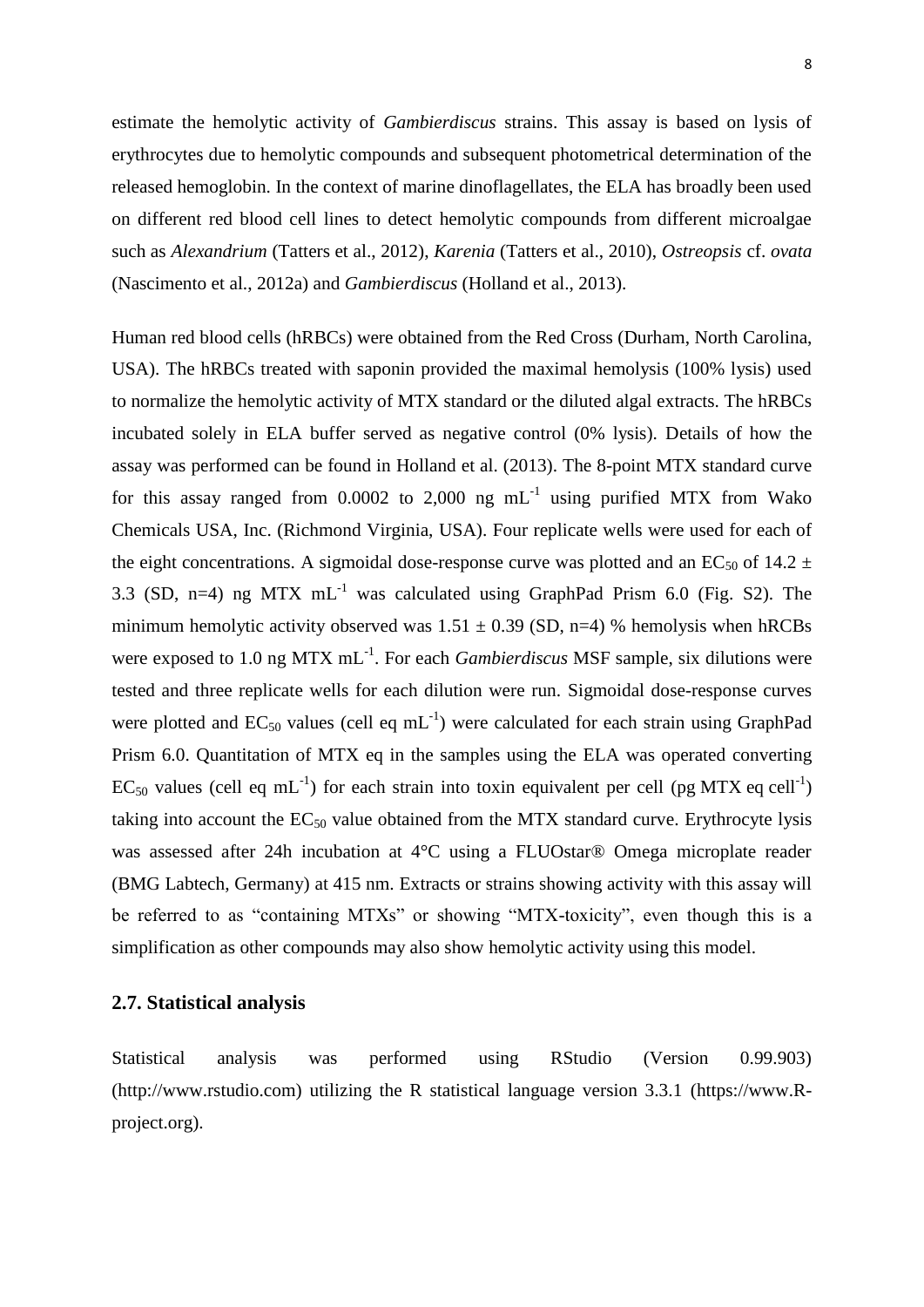estimate the hemolytic activity of *Gambierdiscus* strains. This assay is based on lysis of erythrocytes due to hemolytic compounds and subsequent photometrical determination of the released hemoglobin. In the context of marine dinoflagellates, the ELA has broadly been used on different red blood cell lines to detect hemolytic compounds from different microalgae such as *Alexandrium* (Tatters et al., 2012), *Karenia* (Tatters et al., 2010), *Ostreopsis* cf. *ovata* (Nascimento et al., 2012a) and *Gambierdiscus* (Holland et al., 2013).

Human red blood cells (hRBCs) were obtained from the Red Cross (Durham, North Carolina, USA). The hRBCs treated with saponin provided the maximal hemolysis (100% lysis) used to normalize the hemolytic activity of MTX standard or the diluted algal extracts. The hRBCs incubated solely in ELA buffer served as negative control (0% lysis). Details of how the assay was performed can be found in Holland et al. (2013). The 8-point MTX standard curve for this assay ranged from 0.0002 to 2,000 ng $mL^{-1}$ using purified MTX from Wako Chemicals USA, Inc. (Richmond Virginia, USA). Four replicate wells were used for each of the eight concentrations. A sigmoidal dose-response curve was plotted and an $EC_{50}$ of 14.2 ± 3.3 (SD, n=4) ng MTX $mL^{-1}$ was calculated using GraphPad Prism 6.0 (Fig. S2). The minimum hemolytic activity observed was 1.51 ± 0.39 (SD, n=4) % hemolysis when hRCBs were exposed to 1.0 ng MTX $mL^{-1}$. For each *Gambierdiscus* MSF sample, six dilutions were tested and three replicate wells for each dilution were run. Sigmoidal dose-response curves were plotted and $EC_{50}$ values (cell eq $mL^{-1}$) were calculated for each strain using GraphPad Prism 6.0. Quantitation of MTX eq in the samples using the ELA was operated converting $EC_{50}$ values (cell eq $mL^{-1}$) for each strain into toxin equivalent per cell (pg MTX eq $cell^{-1}$) taking into account the $EC_{50}$ value obtained from the MTX standard curve. Erythrocyte lysis was assessed after 24h incubation at 4°C using a FLUOstar® Omega microplate reader (BMG Labtech, Germany) at 415 nm. Extracts or strains showing activity with this assay will be referred to as "containing MTXs" or showing "MTX-toxicity", even though this is a simplification as other compounds may also show hemolytic activity using this model.

## 2.7. Statistical analysis

Statistical analysis was performed using RStudio (Version 0.99.903) (http://www.rstudio.com) utilizing the R statistical language version 3.3.1 (https://www.R-project.org).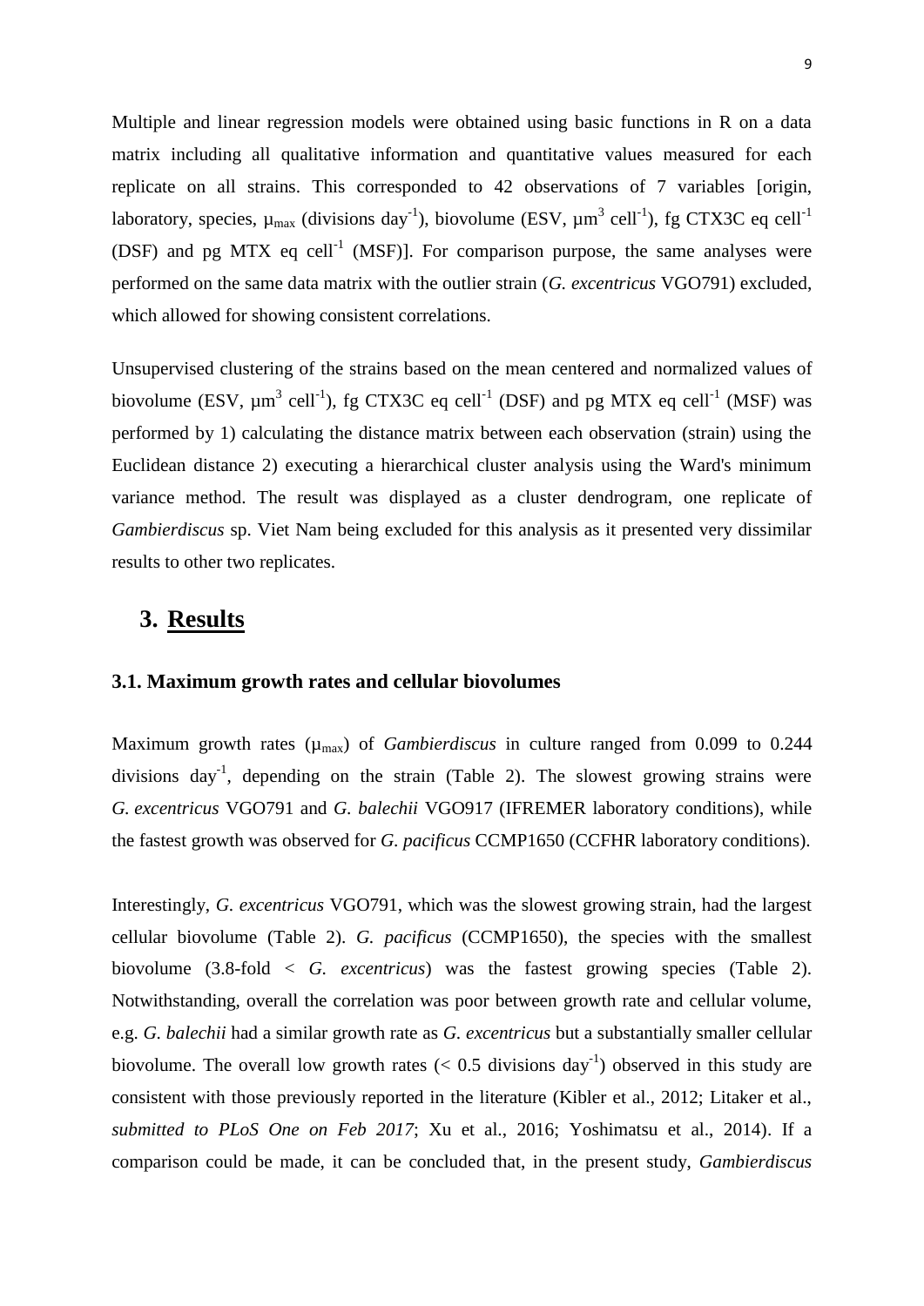Multiple and linear regression models were obtained using basic functions in R on a data matrix including all qualitative information and quantitative values measured for each replicate on all strains. This corresponded to 42 observations of 7 variables [origin, laboratory, species, $\mu_{max}$ (divisions day$^{-1}$), biovolume (ESV, µm$^3$ cell$^{-1}$), fg CTX3C eq cell$^{-1}$ (DSF) and pg MTX eq cell$^{-1}$ (MSF)]. For comparison purpose, the same analyses were performed on the same data matrix with the outlier strain (*G. excentricus* VGO791) excluded, which allowed for showing consistent correlations.

Unsupervised clustering of the strains based on the mean centered and normalized values of biovolume (ESV, µm$^3$ cell$^{-1}$), fg CTX3C eq cell$^{-1}$ (DSF) and pg MTX eq cell$^{-1}$ (MSF) was performed by 1) calculating the distance matrix between each observation (strain) using the Euclidean distance 2) executing a hierarchical cluster analysis using the Ward's minimum variance method. The result was displayed as a cluster dendrogram, one replicate of *Gambierdiscus* sp. Viet Nam being excluded for this analysis as it presented very dissimilar results to other two replicates.

# 3. Results

### 3.1. Maximum growth rates and cellular biovolumes

Maximum growth rates ($\mu_{max}$) of *Gambierdiscus* in culture ranged from 0.099 to 0.244 divisions day$^{-1}$, depending on the strain (Table 2). The slowest growing strains were *G. excentricus* VGO791 and *G. balechii* VGO917 (IFREMER laboratory conditions), while the fastest growth was observed for *G. pacificus* CCMP1650 (CCFHR laboratory conditions).

Interestingly, *G. excentricus* VGO791, which was the slowest growing strain, had the largest cellular biovolume (Table 2). *G. pacificus* (CCMP1650), the species with the smallest biovolume (3.8-fold < *G. excentricus*) was the fastest growing species (Table 2). Notwithstanding, overall the correlation was poor between growth rate and cellular volume, e.g. *G. balechii* had a similar growth rate as *G. excentricus* but a substantially smaller cellular biovolume. The overall low growth rates (< 0.5 divisions day$^{-1}$) observed in this study are consistent with those previously reported in the literature (Kibler et al., 2012; Litaker et al., *submitted to PLoS One on Feb 2017*; Xu et al., 2016; Yoshimatsu et al., 2014). If a comparison could be made, it can be concluded that, in the present study, *Gambierdiscus*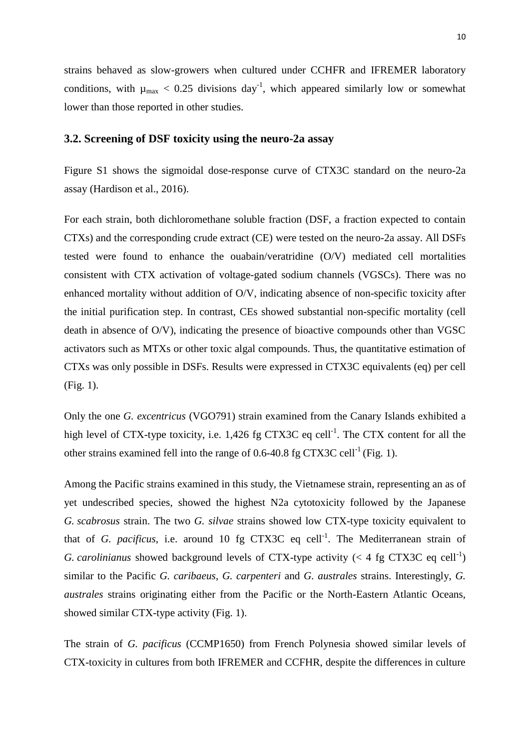strains behaved as slow-growers when cultured under CCHFR and IFREMER laboratory conditions, with $\mu_{max}$ < 0.25 divisions day$^{-1}$, which appeared similarly low or somewhat lower than those reported in other studies.

### 3.2. Screening of DSF toxicity using the neuro-2a assay

Figure S1 shows the sigmoidal dose-response curve of CTX3C standard on the neuro-2a assay (Hardison et al., 2016).

For each strain, both dichloromethane soluble fraction (DSF, a fraction expected to contain CTXs) and the corresponding crude extract (CE) were tested on the neuro-2a assay. All DSFs tested were found to enhance the ouabain/veratridine (O/V) mediated cell mortalities consistent with CTX activation of voltage-gated sodium channels (VGSCs). There was no enhanced mortality without addition of O/V, indicating absence of non-specific toxicity after the initial purification step. In contrast, CEs showed substantial non-specific mortality (cell death in absence of O/V), indicating the presence of bioactive compounds other than VGSC activators such as MTXs or other toxic algal compounds. Thus, the quantitative estimation of CTXs was only possible in DSFs. Results were expressed in CTX3C equivalents (eq) per cell (Fig. 1).

Only the one *G. excentricus* (VGO791) strain examined from the Canary Islands exhibited a high level of CTX-type toxicity, i.e. 1,426 fg CTX3C eq cell$^{-1}$. The CTX content for all the other strains examined fell into the range of 0.6-40.8 fg CTX3C cell$^{-1}$ (Fig. 1).

Among the Pacific strains examined in this study, the Vietnamese strain, representing an as of yet undescribed species, showed the highest N2a cytotoxicity followed by the Japanese *G. scabrosus* strain. The two *G. silvae* strains showed low CTX-type toxicity equivalent to that of *G. pacificus*, i.e. around 10 fg CTX3C eq cell$^{-1}$. The Mediterranean strain of *G. carolinianus* showed background levels of CTX-type activity (< 4 fg CTX3C eq cell$^{-1}$) similar to the Pacific *G. caribaeus*, *G. carpenteri* and *G. australes* strains. Interestingly, *G. australes* strains originating either from the Pacific or the North-Eastern Atlantic Oceans, showed similar CTX-type activity (Fig. 1).

The strain of *G. pacificus* (CCMP1650) from French Polynesia showed similar levels of CTX-toxicity in cultures from both IFREMER and CCFHR, despite the differences in culture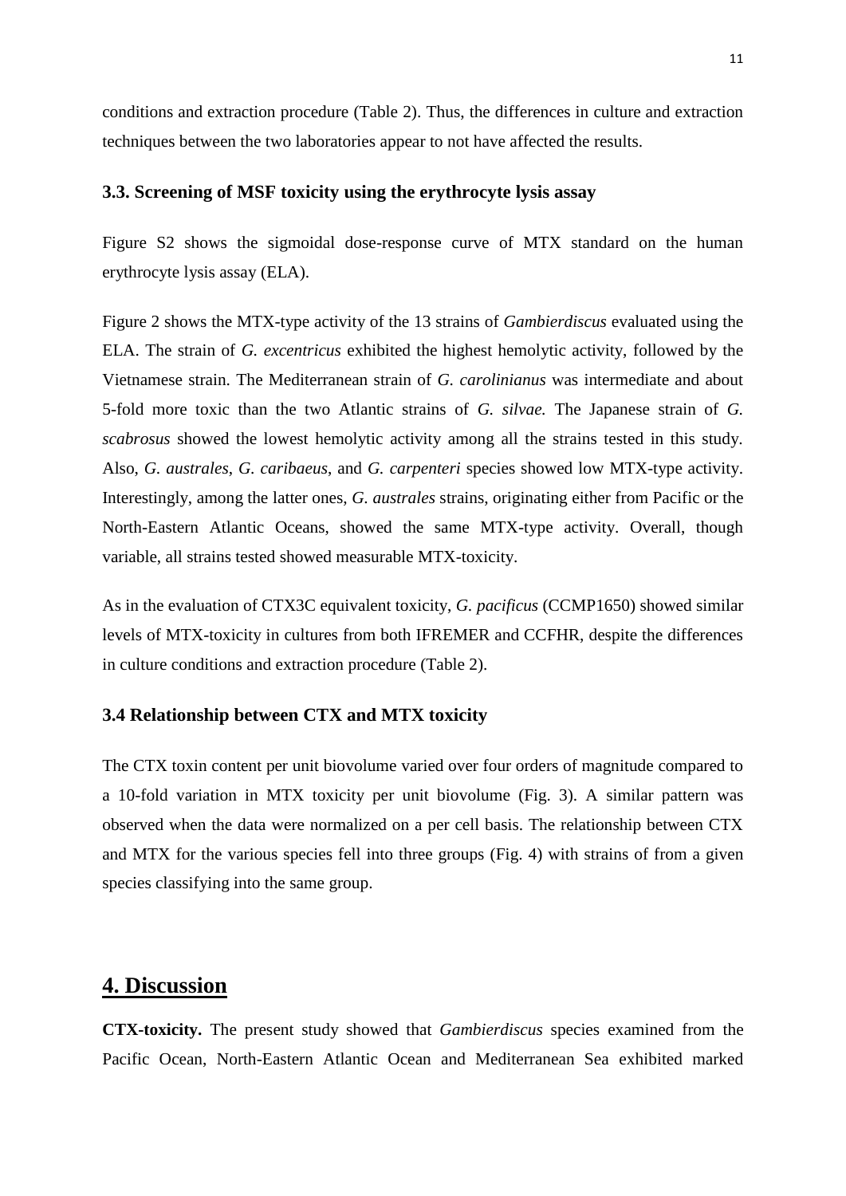conditions and extraction procedure (Table 2). Thus, the differences in culture and extraction techniques between the two laboratories appear to not have affected the results.

### 3.3. Screening of MSF toxicity using the erythrocyte lysis assay

Figure S2 shows the sigmoidal dose-response curve of MTX standard on the human erythrocyte lysis assay (ELA).

Figure 2 shows the MTX-type activity of the 13 strains of *Gambierdiscus* evaluated using the ELA. The strain of *G. excentricus* exhibited the highest hemolytic activity, followed by the Vietnamese strain. The Mediterranean strain of *G. carolinianus* was intermediate and about 5-fold more toxic than the two Atlantic strains of *G. silvae.* The Japanese strain of *G. scabrosus* showed the lowest hemolytic activity among all the strains tested in this study. Also, *G. australes*, *G. caribaeus*, and *G. carpenteri* species showed low MTX-type activity. Interestingly, among the latter ones, *G. australes* strains, originating either from Pacific or the North-Eastern Atlantic Oceans, showed the same MTX-type activity. Overall, though variable, all strains tested showed measurable MTX-toxicity.

As in the evaluation of CTX3C equivalent toxicity, *G. pacificus* (CCMP1650) showed similar levels of MTX-toxicity in cultures from both IFREMER and CCFHR, despite the differences in culture conditions and extraction procedure (Table 2).

### 3.4 Relationship between CTX and MTX toxicity

The CTX toxin content per unit biovolume varied over four orders of magnitude compared to a 10-fold variation in MTX toxicity per unit biovolume (Fig. 3). A similar pattern was observed when the data were normalized on a per cell basis. The relationship between CTX and MTX for the various species fell into three groups (Fig. 4) with strains of from a given species classifying into the same group.

## 4. Discussion

**CTX-toxicity.** The present study showed that *Gambierdiscus* species examined from the Pacific Ocean, North-Eastern Atlantic Ocean and Mediterranean Sea exhibited marked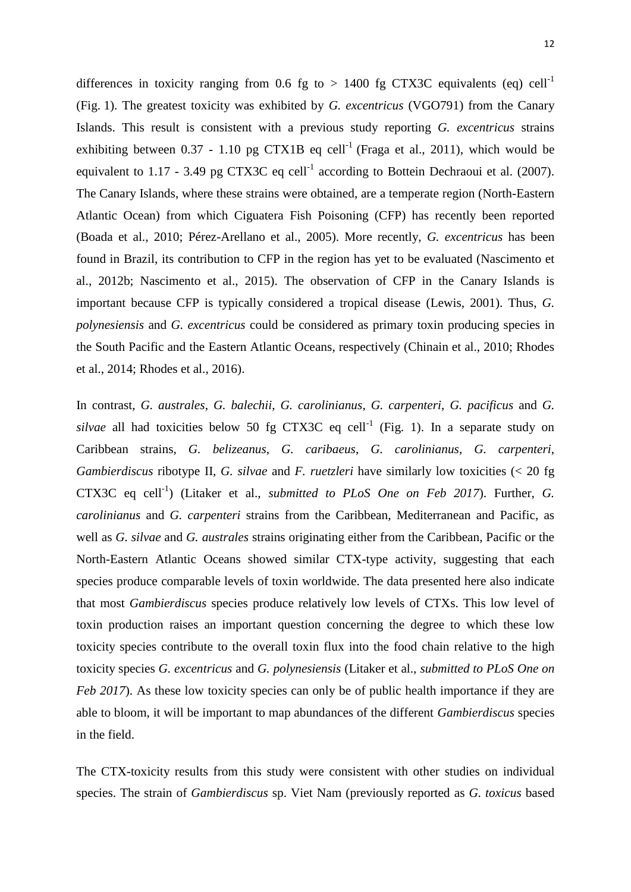differences in toxicity ranging from 0.6 fg to > 1400 fg CTX3C equivalents (eq) cell$^{-1}$ (Fig. 1). The greatest toxicity was exhibited by *G. excentricus* (VGO791) from the Canary Islands. This result is consistent with a previous study reporting *G. excentricus* strains exhibiting between 0.37 - 1.10 pg CTX1B eq cell$^{-1}$ (Fraga et al., 2011), which would be equivalent to 1.17 - 3.49 pg CTX3C eq cell$^{-1}$ according to Bottein Dechraoui et al. (2007). The Canary Islands, where these strains were obtained, are a temperate region (North-Eastern Atlantic Ocean) from which Ciguatera Fish Poisoning (CFP) has recently been reported (Boada et al., 2010; Pérez-Arellano et al., 2005). More recently, *G. excentricus* has been found in Brazil, its contribution to CFP in the region has yet to be evaluated (Nascimento et al., 2012b; Nascimento et al., 2015). The observation of CFP in the Canary Islands is important because CFP is typically considered a tropical disease (Lewis, 2001). Thus, *G. polynesiensis* and *G. excentricus* could be considered as primary toxin producing species in the South Pacific and the Eastern Atlantic Oceans, respectively (Chinain et al., 2010; Rhodes et al., 2014; Rhodes et al., 2016).

In contrast, *G. australes*, *G. balechii*, *G. carolinianus*, *G. carpenteri*, *G. pacificus* and *G. silvae* all had toxicities below 50 fg CTX3C eq cell$^{-1}$ (Fig. 1). In a separate study on Caribbean strains, *G. belizeanus*, *G. caribaeus*, *G. carolinianus*, *G. carpenteri*, *Gambierdiscus* ribotype II, *G. silvae* and *F. ruetzleri* have similarly low toxicities (< 20 fg CTX3C eq cell$^{-1}$) (Litaker et al., *submitted to PLoS One on Feb 2017*). Further, *G. carolinianus* and *G. carpenteri* strains from the Caribbean, Mediterranean and Pacific, as well as *G. silvae* and *G. australes* strains originating either from the Caribbean, Pacific or the North-Eastern Atlantic Oceans showed similar CTX-type activity, suggesting that each species produce comparable levels of toxin worldwide. The data presented here also indicate that most *Gambierdiscus* species produce relatively low levels of CTXs. This low level of toxin production raises an important question concerning the degree to which these low toxicity species contribute to the overall toxin flux into the food chain relative to the high toxicity species *G. excentricus* and *G. polynesiensis* (Litaker et al., *submitted to PLoS One on Feb 2017*). As these low toxicity species can only be of public health importance if they are able to bloom, it will be important to map abundances of the different *Gambierdiscus* species in the field.

The CTX-toxicity results from this study were consistent with other studies on individual species. The strain of *Gambierdiscus* sp. Viet Nam (previously reported as *G. toxicus* based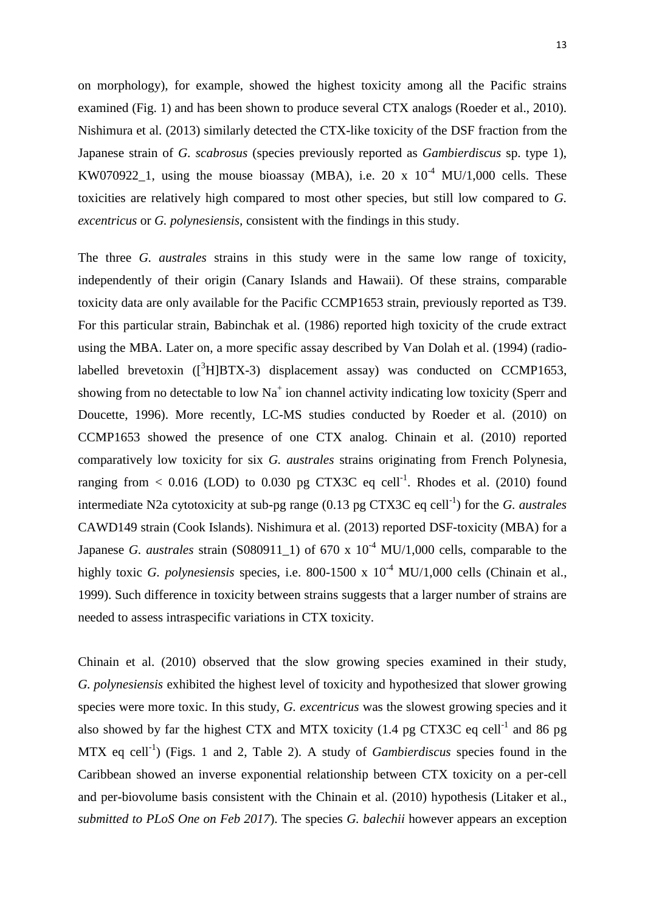on morphology), for example, showed the highest toxicity among all the Pacific strains examined (Fig. 1) and has been shown to produce several CTX analogs (Roeder et al., 2010). Nishimura et al. (2013) similarly detected the CTX-like toxicity of the DSF fraction from the Japanese strain of *G. scabrosus* (species previously reported as *Gambierdiscus* sp. type 1), KW070922_1, using the mouse bioassay (MBA), i.e. 20 x $10^{-4}$ MU/1,000 cells. These toxicities are relatively high compared to most other species, but still low compared to *G. excentricus* or *G. polynesiensis,* consistent with the findings in this study.

The three *G. australes* strains in this study were in the same low range of toxicity, independently of their origin (Canary Islands and Hawaii). Of these strains, comparable toxicity data are only available for the Pacific CCMP1653 strain, previously reported as T39. For this particular strain, Babinchak et al. (1986) reported high toxicity of the crude extract using the MBA. Later on, a more specific assay described by Van Dolah et al. (1994) (radio-labelled brevetoxin ($[^3H]$BTX-3) displacement assay) was conducted on CCMP1653, showing from no detectable to low $Na^+$ ion channel activity indicating low toxicity (Sperr and Doucette, 1996). More recently, LC-MS studies conducted by Roeder et al. (2010) on CCMP1653 showed the presence of one CTX analog. Chinain et al. (2010) reported comparatively low toxicity for six *G. australes* strains originating from French Polynesia, ranging from < 0.016 (LOD) to 0.030 pg CTX3C eq $cell^{-1}$. Rhodes et al. (2010) found intermediate N2a cytotoxicity at sub-pg range (0.13 pg CTX3C eq $cell^{-1}$) for the *G. australes* CAWD149 strain (Cook Islands). Nishimura et al. (2013) reported DSF-toxicity (MBA) for a Japanese *G. australes* strain (S080911_1) of 670 x $10^{-4}$ MU/1,000 cells, comparable to the highly toxic *G. polynesiensis* species, i.e. 800-1500 x $10^{-4}$ MU/1,000 cells (Chinain et al., 1999). Such difference in toxicity between strains suggests that a larger number of strains are needed to assess intraspecific variations in CTX toxicity.

Chinain et al. (2010) observed that the slow growing species examined in their study, *G. polynesiensis* exhibited the highest level of toxicity and hypothesized that slower growing species were more toxic. In this study, *G. excentricus* was the slowest growing species and it also showed by far the highest CTX and MTX toxicity (1.4 pg CTX3C eq $cell^{-1}$ and 86 pg MTX eq $cell^{-1}$) (Figs. 1 and 2, Table 2). A study of *Gambierdiscus* species found in the Caribbean showed an inverse exponential relationship between CTX toxicity on a per-cell and per-biovolume basis consistent with the Chinain et al. (2010) hypothesis (Litaker et al., *submitted to PLoS One on Feb 2017*). The species *G. balechii* however appears an exception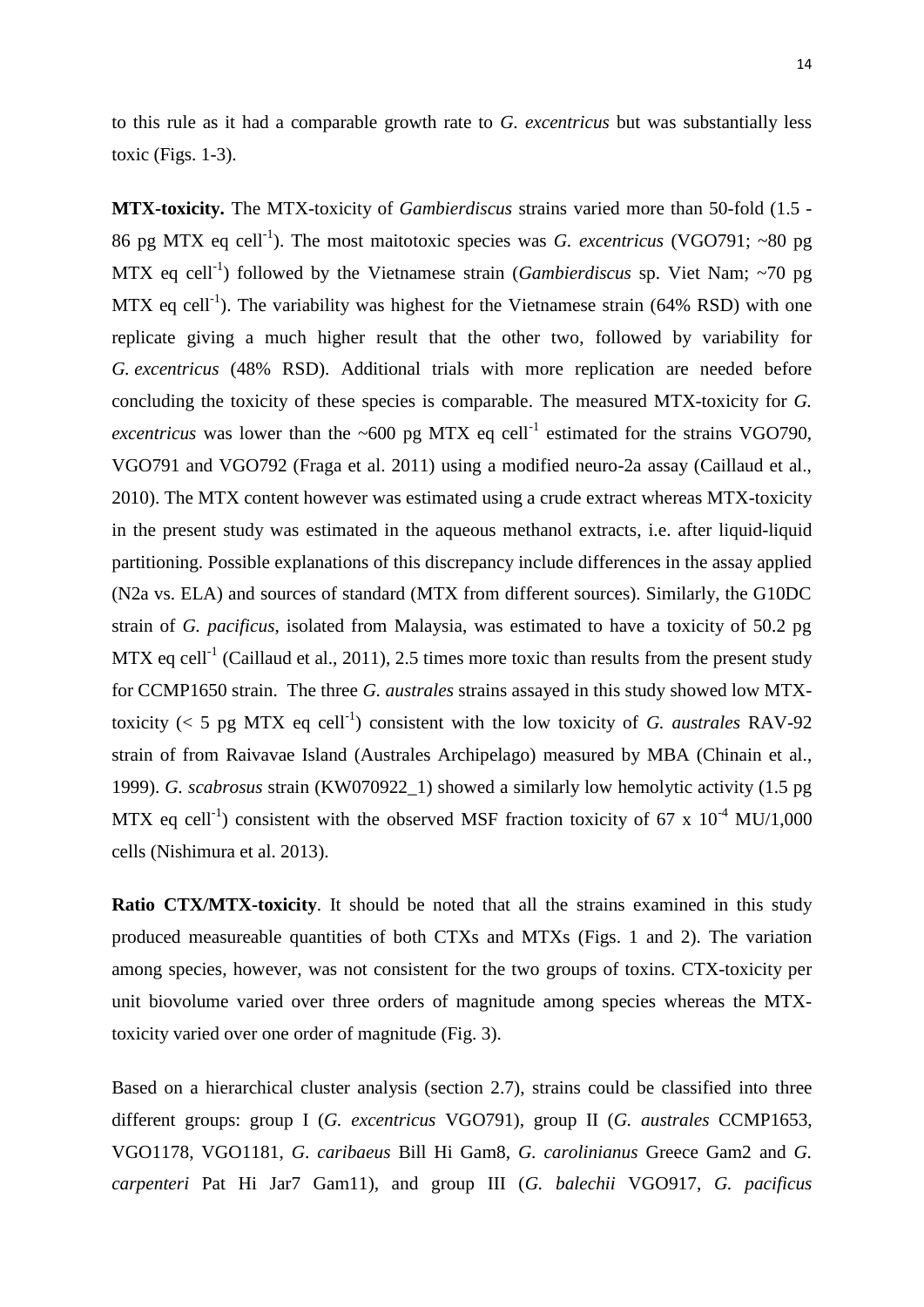to this rule as it had a comparable growth rate to *G. excentricus* but was substantially less toxic (Figs. 1-3).

**MTX-toxicity.** The MTX-toxicity of *Gambierdiscus* strains varied more than 50-fold (1.5 - 86 pg MTX eq cell$^{-1}$). The most maitotoxic species was *G. excentricus* (VGO791; ~80 pg MTX eq cell$^{-1}$) followed by the Vietnamese strain (*Gambierdiscus* sp. Viet Nam; ~70 pg MTX eq cell$^{-1}$). The variability was highest for the Vietnamese strain (64% RSD) with one replicate giving a much higher result that the other two, followed by variability for *G. excentricus* (48% RSD). Additional trials with more replication are needed before concluding the toxicity of these species is comparable. The measured MTX-toxicity for *G. excentricus* was lower than the ~600 pg MTX eq cell$^{-1}$ estimated for the strains VGO790, VGO791 and VGO792 (Fraga et al. 2011) using a modified neuro-2a assay (Caillaud et al., 2010). The MTX content however was estimated using a crude extract whereas MTX-toxicity in the present study was estimated in the aqueous methanol extracts, i.e. after liquid-liquid partitioning. Possible explanations of this discrepancy include differences in the assay applied (N2a vs. ELA) and sources of standard (MTX from different sources). Similarly, the G10DC strain of *G. pacificus*, isolated from Malaysia, was estimated to have a toxicity of 50.2 pg MTX eq cell$^{-1}$ (Caillaud et al., 2011), 2.5 times more toxic than results from the present study for CCMP1650 strain. The three *G. australes* strains assayed in this study showed low MTX-toxicity (< 5 pg MTX eq cell$^{-1}$) consistent with the low toxicity of *G. australes* RAV-92 strain of from Raivavae Island (Australes Archipelago) measured by MBA (Chinain et al., 1999). *G. scabrosus* strain (KW070922_1) showed a similarly low hemolytic activity (1.5 pg MTX eq cell$^{-1}$) consistent with the observed MSF fraction toxicity of 67 x $10^{-4}$ MU/1,000 cells (Nishimura et al. 2013).

**Ratio CTX/MTX-toxicity**. It should be noted that all the strains examined in this study produced measureable quantities of both CTXs and MTXs (Figs. 1 and 2). The variation among species, however, was not consistent for the two groups of toxins. CTX-toxicity per unit biovolume varied over three orders of magnitude among species whereas the MTX-toxicity varied over one order of magnitude (Fig. 3).

Based on a hierarchical cluster analysis (section 2.7), strains could be classified into three different groups: group I (*G. excentricus* VGO791), group II (*G. australes* CCMP1653, VGO1178, VGO1181, *G. caribaeus* Bill Hi Gam8, *G. carolinianus* Greece Gam2 and *G. carpenteri* Pat Hi Jar7 Gam11), and group III (*G. balechii* VGO917, *G. pacificus*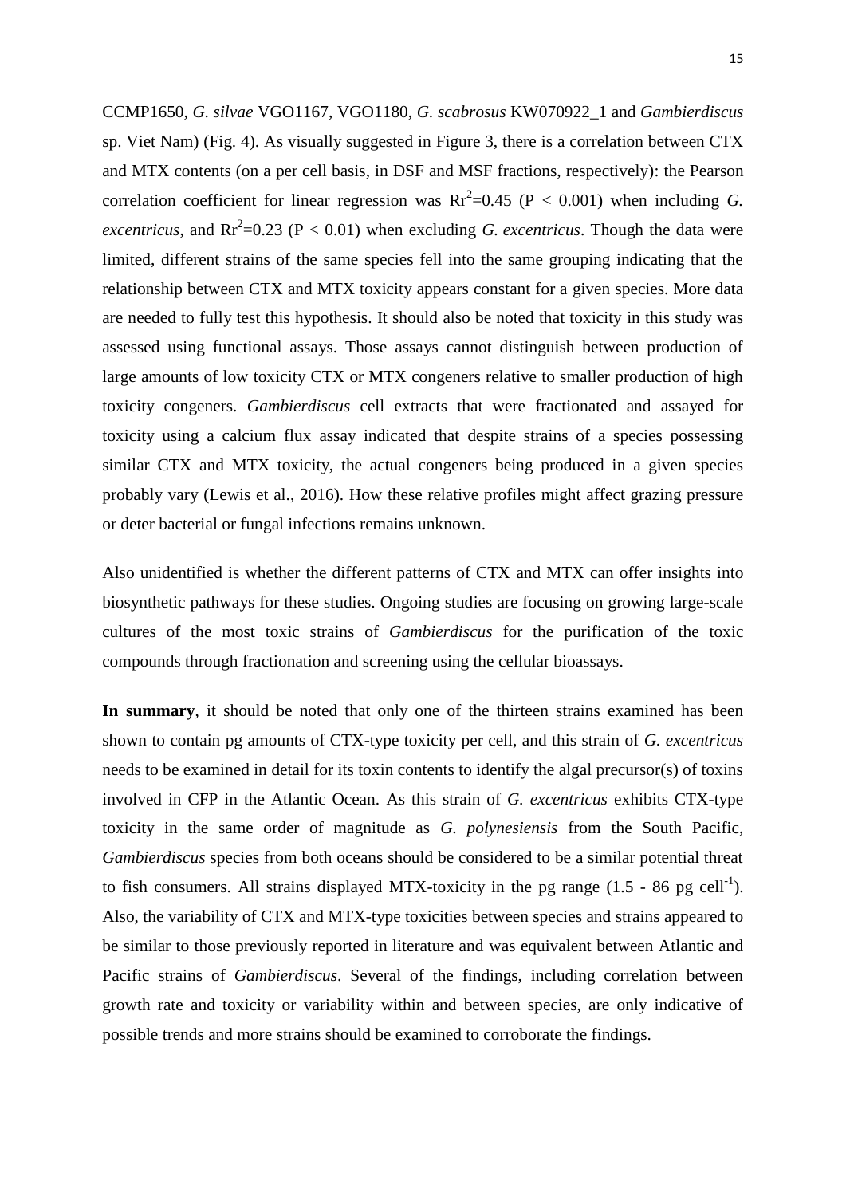CCMP1650, *G. silvae* VGO1167, VGO1180, *G. scabrosus* KW070922_1 and *Gambierdiscus* sp. Viet Nam) (Fig. 4). As visually suggested in Figure 3, there is a correlation between CTX and MTX contents (on a per cell basis, in DSF and MSF fractions, respectively): the Pearson correlation coefficient for linear regression was $Rr^2$=0.45 ($P < 0.001$) when including *G. excentricus*, and $Rr^2$=0.23 ($P < 0.01$) when excluding *G. excentricus*. Though the data were limited, different strains of the same species fell into the same grouping indicating that the relationship between CTX and MTX toxicity appears constant for a given species. More data are needed to fully test this hypothesis. It should also be noted that toxicity in this study was assessed using functional assays. Those assays cannot distinguish between production of large amounts of low toxicity CTX or MTX congeners relative to smaller production of high toxicity congeners. *Gambierdiscus* cell extracts that were fractionated and assayed for toxicity using a calcium flux assay indicated that despite strains of a species possessing similar CTX and MTX toxicity, the actual congeners being produced in a given species probably vary (Lewis et al., 2016). How these relative profiles might affect grazing pressure or deter bacterial or fungal infections remains unknown.

Also unidentified is whether the different patterns of CTX and MTX can offer insights into biosynthetic pathways for these studies. Ongoing studies are focusing on growing large-scale cultures of the most toxic strains of *Gambierdiscus* for the purification of the toxic compounds through fractionation and screening using the cellular bioassays.

**In summary**, it should be noted that only one of the thirteen strains examined has been shown to contain pg amounts of CTX-type toxicity per cell, and this strain of *G. excentricus* needs to be examined in detail for its toxin contents to identify the algal precursor(s) of toxins involved in CFP in the Atlantic Ocean. As this strain of *G. excentricus* exhibits CTX-type toxicity in the same order of magnitude as *G. polynesiensis* from the South Pacific, *Gambierdiscus* species from both oceans should be considered to be a similar potential threat to fish consumers. All strains displayed MTX-toxicity in the pg range (1.5 - 86 pg $cell^{-1}$). Also, the variability of CTX and MTX-type toxicities between species and strains appeared to be similar to those previously reported in literature and was equivalent between Atlantic and Pacific strains of *Gambierdiscus*. Several of the findings, including correlation between growth rate and toxicity or variability within and between species, are only indicative of possible trends and more strains should be examined to corroborate the findings.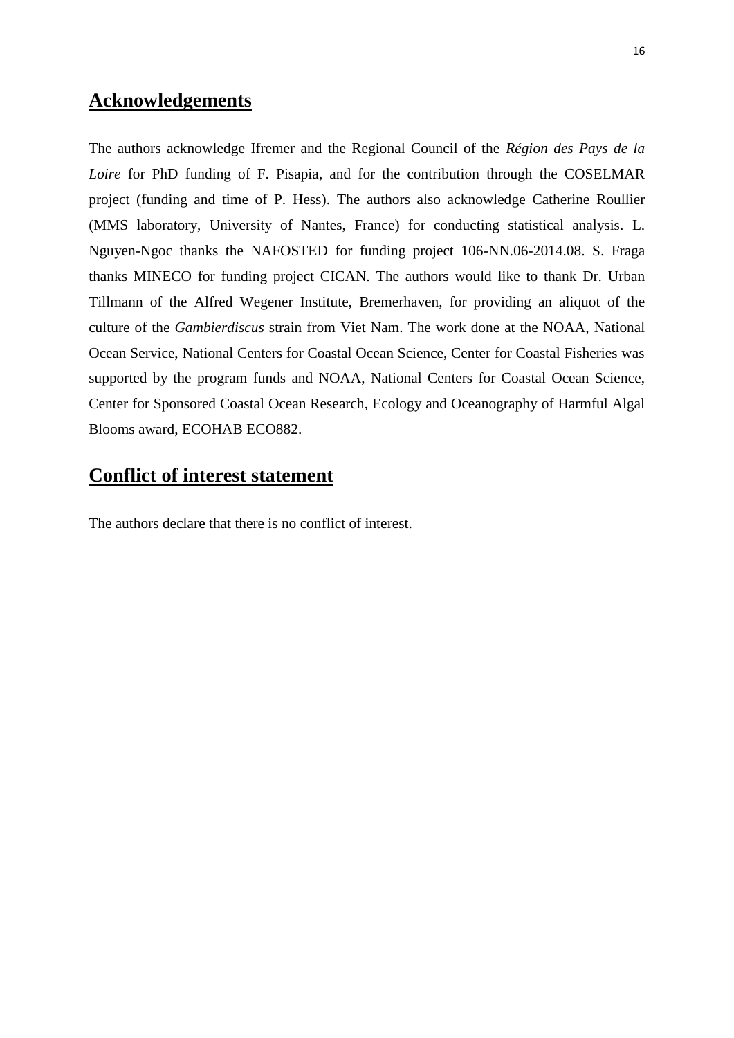## Acknowledgements

The authors acknowledge Ifremer and the Regional Council of the *Région des Pays de la Loire* for PhD funding of F. Pisapia, and for the contribution through the COSELMAR project (funding and time of P. Hess). The authors also acknowledge Catherine Roullier (MMS laboratory, University of Nantes, France) for conducting statistical analysis. L. Nguyen-Ngoc thanks the NAFOSTED for funding project 106-NN.06-2014.08. S. Fraga thanks MINECO for funding project CICAN. The authors would like to thank Dr. Urban Tillmann of the Alfred Wegener Institute, Bremerhaven, for providing an aliquot of the culture of the *Gambierdiscus* strain from Viet Nam. The work done at the NOAA, National Ocean Service, National Centers for Coastal Ocean Science, Center for Coastal Fisheries was supported by the program funds and NOAA, National Centers for Coastal Ocean Science, Center for Sponsored Coastal Ocean Research, Ecology and Oceanography of Harmful Algal Blooms award, ECOHAB ECO882.

## Conflict of interest statement

The authors declare that there is no conflict of interest.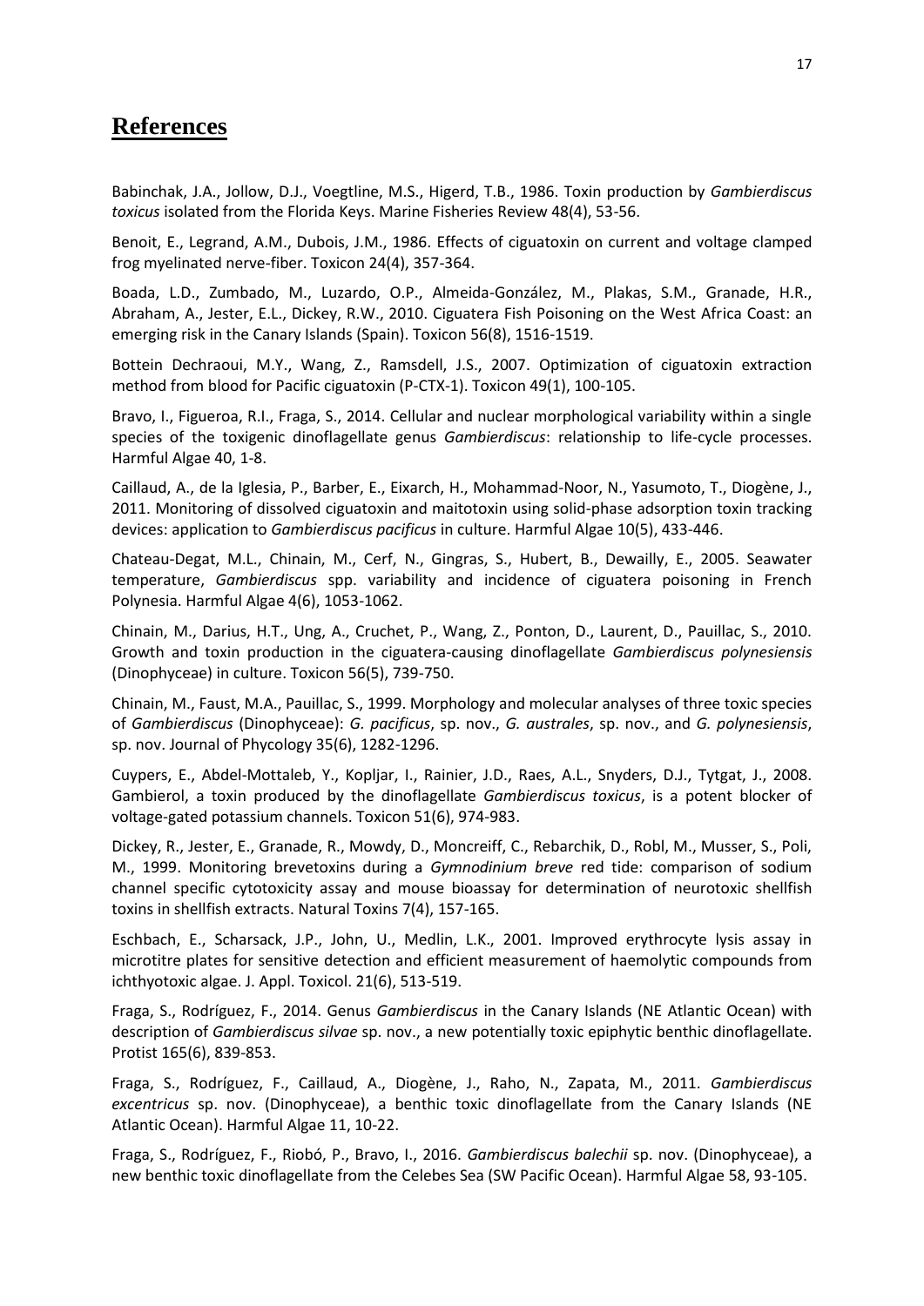# References

Babinchak, J.A., Jollow, D.J., Voegtline, M.S., Higerd, T.B., 1986. Toxin production by *Gambierdiscus toxicus* isolated from the Florida Keys. Marine Fisheries Review 48(4), 53-56.

Benoit, E., Legrand, A.M., Dubois, J.M., 1986. Effects of ciguatoxin on current and voltage clamped frog myelinated nerve-fiber. Toxicon 24(4), 357-364.

Boada, L.D., Zumbado, M., Luzardo, O.P., Almeida-González, M., Plakas, S.M., Granade, H.R., Abraham, A., Jester, E.L., Dickey, R.W., 2010. Ciguatera Fish Poisoning on the West Africa Coast: an emerging risk in the Canary Islands (Spain). Toxicon 56(8), 1516-1519.

Bottein Dechraoui, M.Y., Wang, Z., Ramsdell, J.S., 2007. Optimization of ciguatoxin extraction method from blood for Pacific ciguatoxin (P-CTX-1). Toxicon 49(1), 100-105.

Bravo, I., Figueroa, R.I., Fraga, S., 2014. Cellular and nuclear morphological variability within a single species of the toxigenic dinoflagellate genus *Gambierdiscus*: relationship to life-cycle processes. Harmful Algae 40, 1-8.

Caillaud, A., de la Iglesia, P., Barber, E., Eixarch, H., Mohammad-Noor, N., Yasumoto, T., Diogène, J., 2011. Monitoring of dissolved ciguatoxin and maitotoxin using solid-phase adsorption toxin tracking devices: application to *Gambierdiscus pacificus* in culture. Harmful Algae 10(5), 433-446.

Chateau-Degat, M.L., Chinain, M., Cerf, N., Gingras, S., Hubert, B., Dewailly, E., 2005. Seawater temperature, *Gambierdiscus* spp. variability and incidence of ciguatera poisoning in French Polynesia. Harmful Algae 4(6), 1053-1062.

Chinain, M., Darius, H.T., Ung, A., Cruchet, P., Wang, Z., Ponton, D., Laurent, D., Pauillac, S., 2010. Growth and toxin production in the ciguatera-causing dinoflagellate *Gambierdiscus polynesiensis* (Dinophyceae) in culture. Toxicon 56(5), 739-750.

Chinain, M., Faust, M.A., Pauillac, S., 1999. Morphology and molecular analyses of three toxic species of *Gambierdiscus* (Dinophyceae): *G. pacificus*, sp. nov., *G. australes*, sp. nov., and *G. polynesiensis*, sp. nov. Journal of Phycology 35(6), 1282-1296.

Cuypers, E., Abdel-Mottaleb, Y., Kopljar, I., Rainier, J.D., Raes, A.L., Snyders, D.J., Tytgat, J., 2008. Gambierol, a toxin produced by the dinoflagellate *Gambierdiscus toxicus*, is a potent blocker of voltage-gated potassium channels. Toxicon 51(6), 974-983.

Dickey, R., Jester, E., Granade, R., Mowdy, D., Moncreiff, C., Rebarchik, D., Robl, M., Musser, S., Poli, M., 1999. Monitoring brevetoxins during a *Gymnodinium breve* red tide: comparison of sodium channel specific cytotoxicity assay and mouse bioassay for determination of neurotoxic shellfish toxins in shellfish extracts. Natural Toxins 7(4), 157-165.

Eschbach, E., Scharsack, J.P., John, U., Medlin, L.K., 2001. Improved erythrocyte lysis assay in microtitre plates for sensitive detection and efficient measurement of haemolytic compounds from ichthyotoxic algae. J. Appl. Toxicol. 21(6), 513-519.

Fraga, S., Rodríguez, F., 2014. Genus *Gambierdiscus* in the Canary Islands (NE Atlantic Ocean) with description of *Gambierdiscus silvae* sp. nov., a new potentially toxic epiphytic benthic dinoflagellate. Protist 165(6), 839-853.

Fraga, S., Rodríguez, F., Caillaud, A., Diogène, J., Raho, N., Zapata, M., 2011. *Gambierdiscus excentricus* sp. nov. (Dinophyceae), a benthic toxic dinoflagellate from the Canary Islands (NE Atlantic Ocean). Harmful Algae 11, 10-22.

Fraga, S., Rodríguez, F., Riobó, P., Bravo, I., 2016. *Gambierdiscus balechii* sp. nov. (Dinophyceae), a new benthic toxic dinoflagellate from the Celebes Sea (SW Pacific Ocean). Harmful Algae 58, 93-105.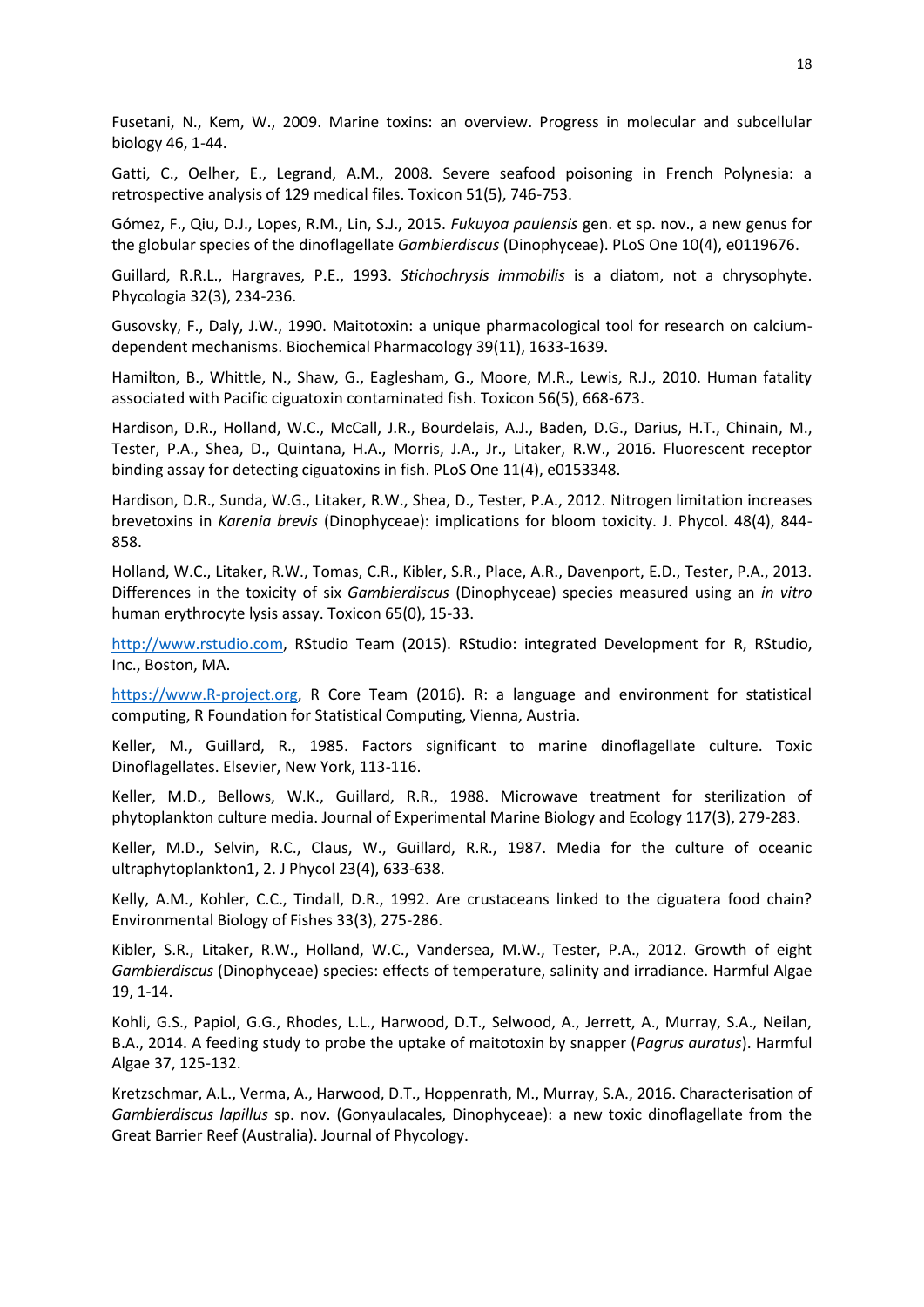Fusetani, N., Kem, W., 2009. Marine toxins: an overview. Progress in molecular and subcellular biology 46, 1-44.

Gatti, C., Oelher, E., Legrand, A.M., 2008. Severe seafood poisoning in French Polynesia: a retrospective analysis of 129 medical files. Toxicon 51(5), 746-753.

Gómez, F., Qiu, D.J., Lopes, R.M., Lin, S.J., 2015. *Fukuyoa paulensis* gen. et sp. nov., a new genus for the globular species of the dinoflagellate *Gambierdiscus* (Dinophyceae). PLoS One 10(4), e0119676.

Guillard, R.R.L., Hargraves, P.E., 1993. *Stichochrysis immobilis* is a diatom, not a chrysophyte. Phycologia 32(3), 234-236.

Gusovsky, F., Daly, J.W., 1990. Maitotoxin: a unique pharmacological tool for research on calcium-dependent mechanisms. Biochemical Pharmacology 39(11), 1633-1639.

Hamilton, B., Whittle, N., Shaw, G., Eaglesham, G., Moore, M.R., Lewis, R.J., 2010. Human fatality associated with Pacific ciguatoxin contaminated fish. Toxicon 56(5), 668-673.

Hardison, D.R., Holland, W.C., McCall, J.R., Bourdelais, A.J., Baden, D.G., Darius, H.T., Chinain, M., Tester, P.A., Shea, D., Quintana, H.A., Morris, J.A., Jr., Litaker, R.W., 2016. Fluorescent receptor binding assay for detecting ciguatoxins in fish. PLoS One 11(4), e0153348.

Hardison, D.R., Sunda, W.G., Litaker, R.W., Shea, D., Tester, P.A., 2012. Nitrogen limitation increases brevetoxins in *Karenia brevis* (Dinophyceae): implications for bloom toxicity. J. Phycol. 48(4), 844-858.

Holland, W.C., Litaker, R.W., Tomas, C.R., Kibler, S.R., Place, A.R., Davenport, E.D., Tester, P.A., 2013. Differences in the toxicity of six *Gambierdiscus* (Dinophyceae) species measured using an *in vitro* human erythrocyte lysis assay. Toxicon 65(0), 15-33.

http://www.rstudio.com, RStudio Team (2015). RStudio: integrated Development for R, RStudio, Inc., Boston, MA.

https://www.R-project.org, R Core Team (2016). R: a language and environment for statistical computing, R Foundation for Statistical Computing, Vienna, Austria.

Keller, M., Guillard, R., 1985. Factors significant to marine dinoflagellate culture. Toxic Dinoflagellates. Elsevier, New York, 113-116.

Keller, M.D., Bellows, W.K., Guillard, R.R., 1988. Microwave treatment for sterilization of phytoplankton culture media. Journal of Experimental Marine Biology and Ecology 117(3), 279-283.

Keller, M.D., Selvin, R.C., Claus, W., Guillard, R.R., 1987. Media for the culture of oceanic ultraphytoplankton1, 2. J Phycol 23(4), 633-638.

Kelly, A.M., Kohler, C.C., Tindall, D.R., 1992. Are crustaceans linked to the ciguatera food chain? Environmental Biology of Fishes 33(3), 275-286.

Kibler, S.R., Litaker, R.W., Holland, W.C., Vandersea, M.W., Tester, P.A., 2012. Growth of eight *Gambierdiscus* (Dinophyceae) species: effects of temperature, salinity and irradiance. Harmful Algae 19, 1-14.

Kohli, G.S., Papiol, G.G., Rhodes, L.L., Harwood, D.T., Selwood, A., Jerrett, A., Murray, S.A., Neilan, B.A., 2014. A feeding study to probe the uptake of maitotoxin by snapper (*Pagrus auratus*). Harmful Algae 37, 125-132.

Kretzschmar, A.L., Verma, A., Harwood, D.T., Hoppenrath, M., Murray, S.A., 2016. Characterisation of *Gambierdiscus lapillus* sp. nov. (Gonyaulacales, Dinophyceae): a new toxic dinoflagellate from the Great Barrier Reef (Australia). Journal of Phycology.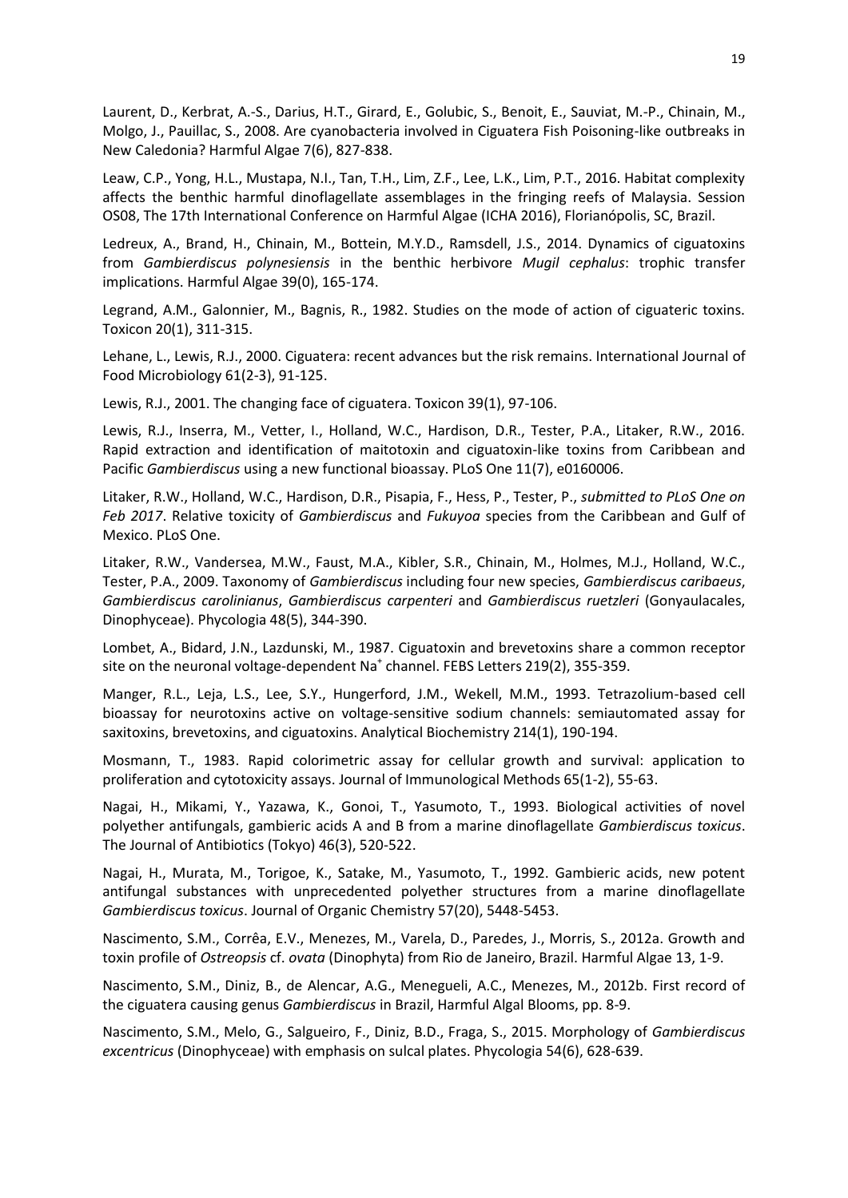Laurent, D., Kerbrat, A.-S., Darius, H.T., Girard, E., Golubic, S., Benoit, E., Sauviat, M.-P., Chinain, M., Molgo, J., Pauillac, S., 2008. Are cyanobacteria involved in Ciguatera Fish Poisoning-like outbreaks in New Caledonia? Harmful Algae 7(6), 827-838.

Leaw, C.P., Yong, H.L., Mustapa, N.I., Tan, T.H., Lim, Z.F., Lee, L.K., Lim, P.T., 2016. Habitat complexity affects the benthic harmful dinoflagellate assemblages in the fringing reefs of Malaysia. Session OS08, The 17th International Conference on Harmful Algae (ICHA 2016), Florianópolis, SC, Brazil.

Ledreux, A., Brand, H., Chinain, M., Bottein, M.Y.D., Ramsdell, J.S., 2014. Dynamics of ciguatoxins from *Gambierdiscus polynesiensis* in the benthic herbivore *Mugil cephalus*: trophic transfer implications. Harmful Algae 39(0), 165-174.

Legrand, A.M., Galonnier, M., Bagnis, R., 1982. Studies on the mode of action of ciguateric toxins. Toxicon 20(1), 311-315.

Lehane, L., Lewis, R.J., 2000. Ciguatera: recent advances but the risk remains. International Journal of Food Microbiology 61(2-3), 91-125.

Lewis, R.J., 2001. The changing face of ciguatera. Toxicon 39(1), 97-106.

Lewis, R.J., Inserra, M., Vetter, I., Holland, W.C., Hardison, D.R., Tester, P.A., Litaker, R.W., 2016. Rapid extraction and identification of maitotoxin and ciguatoxin-like toxins from Caribbean and Pacific *Gambierdiscus* using a new functional bioassay. PLoS One 11(7), e0160006.

Litaker, R.W., Holland, W.C., Hardison, D.R., Pisapia, F., Hess, P., Tester, P., *submitted to PLoS One on Feb 2017*. Relative toxicity of *Gambierdiscus* and *Fukuyoa* species from the Caribbean and Gulf of Mexico. PLoS One.

Litaker, R.W., Vandersea, M.W., Faust, M.A., Kibler, S.R., Chinain, M., Holmes, M.J., Holland, W.C., Tester, P.A., 2009. Taxonomy of *Gambierdiscus* including four new species, *Gambierdiscus caribaeus*, *Gambierdiscus carolinianus*, *Gambierdiscus carpenteri* and *Gambierdiscus ruetzleri* (Gonyaulacales, Dinophyceae). Phycologia 48(5), 344-390.

Lombet, A., Bidard, J.N., Lazdunski, M., 1987. Ciguatoxin and brevetoxins share a common receptor site on the neuronal voltage-dependent $Na^+$ channel. FEBS Letters 219(2), 355-359.

Manger, R.L., Leja, L.S., Lee, S.Y., Hungerford, J.M., Wekell, M.M., 1993. Tetrazolium-based cell bioassay for neurotoxins active on voltage-sensitive sodium channels: semiautomated assay for saxitoxins, brevetoxins, and ciguatoxins. Analytical Biochemistry 214(1), 190-194.

Mosmann, T., 1983. Rapid colorimetric assay for cellular growth and survival: application to proliferation and cytotoxicity assays. Journal of Immunological Methods 65(1-2), 55-63.

Nagai, H., Mikami, Y., Yazawa, K., Gonoi, T., Yasumoto, T., 1993. Biological activities of novel polyether antifungals, gambieric acids A and B from a marine dinoflagellate *Gambierdiscus toxicus*. The Journal of Antibiotics (Tokyo) 46(3), 520-522.

Nagai, H., Murata, M., Torigoe, K., Satake, M., Yasumoto, T., 1992. Gambieric acids, new potent antifungal substances with unprecedented polyether structures from a marine dinoflagellate *Gambierdiscus toxicus*. Journal of Organic Chemistry 57(20), 5448-5453.

Nascimento, S.M., Corrêa, E.V., Menezes, M., Varela, D., Paredes, J., Morris, S., 2012a. Growth and toxin profile of *Ostreopsis* cf. *ovata* (Dinophyta) from Rio de Janeiro, Brazil. Harmful Algae 13, 1-9.

Nascimento, S.M., Diniz, B., de Alencar, A.G., Menegueli, A.C., Menezes, M., 2012b. First record of the ciguatera causing genus *Gambierdiscus* in Brazil, Harmful Algal Blooms, pp. 8-9.

Nascimento, S.M., Melo, G., Salgueiro, F., Diniz, B.D., Fraga, S., 2015. Morphology of *Gambierdiscus excentricus* (Dinophyceae) with emphasis on sulcal plates. Phycologia 54(6), 628-639.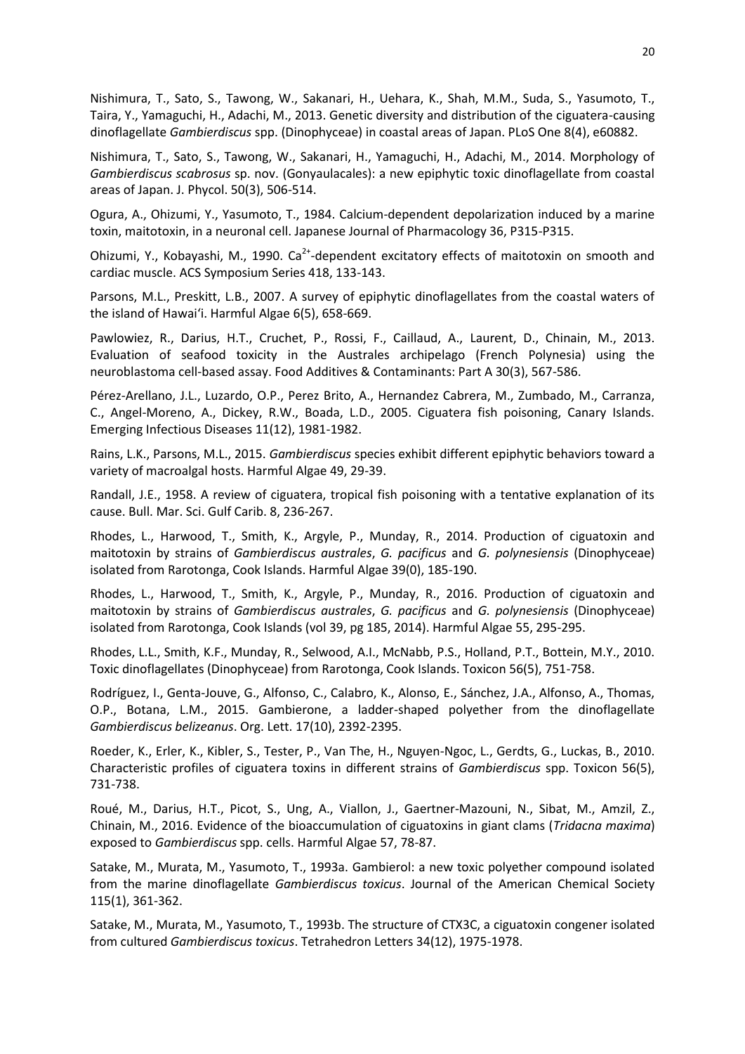Nishimura, T., Sato, S., Tawong, W., Sakanari, H., Uehara, K., Shah, M.M., Suda, S., Yasumoto, T., Taira, Y., Yamaguchi, H., Adachi, M., 2013. Genetic diversity and distribution of the ciguatera-causing dinoflagellate *Gambierdiscus* spp. (Dinophyceae) in coastal areas of Japan. PLoS One 8(4), e60882.

Nishimura, T., Sato, S., Tawong, W., Sakanari, H., Yamaguchi, H., Adachi, M., 2014. Morphology of *Gambierdiscus scabrosus* sp. nov. (Gonyaulacales): a new epiphytic toxic dinoflagellate from coastal areas of Japan. J. Phycol. 50(3), 506-514.

Ogura, A., Ohizumi, Y., Yasumoto, T., 1984. Calcium-dependent depolarization induced by a marine toxin, maitotoxin, in a neuronal cell. Japanese Journal of Pharmacology 36, P315-P315.

Ohizumi, Y., Kobayashi, M., 1990. $Ca^{2+}$-dependent excitatory effects of maitotoxin on smooth and cardiac muscle. ACS Symposium Series 418, 133-143.

Parsons, M.L., Preskitt, L.B., 2007. A survey of epiphytic dinoflagellates from the coastal waters of the island of Hawai'i. Harmful Algae 6(5), 658-669.

Pawlowiez, R., Darius, H.T., Cruchet, P., Rossi, F., Caillaud, A., Laurent, D., Chinain, M., 2013. Evaluation of seafood toxicity in the Australes archipelago (French Polynesia) using the neuroblastoma cell-based assay. Food Additives & Contaminants: Part A 30(3), 567-586.

Pérez-Arellano, J.L., Luzardo, O.P., Perez Brito, A., Hernandez Cabrera, M., Zumbado, M., Carranza, C., Angel-Moreno, A., Dickey, R.W., Boada, L.D., 2005. Ciguatera fish poisoning, Canary Islands. Emerging Infectious Diseases 11(12), 1981-1982.

Rains, L.K., Parsons, M.L., 2015. *Gambierdiscus* species exhibit different epiphytic behaviors toward a variety of macroalgal hosts. Harmful Algae 49, 29-39.

Randall, J.E., 1958. A review of ciguatera, tropical fish poisoning with a tentative explanation of its cause. Bull. Mar. Sci. Gulf Carib. 8, 236-267.

Rhodes, L., Harwood, T., Smith, K., Argyle, P., Munday, R., 2014. Production of ciguatoxin and maitotoxin by strains of *Gambierdiscus australes*, *G. pacificus* and *G. polynesiensis* (Dinophyceae) isolated from Rarotonga, Cook Islands. Harmful Algae 39(0), 185-190.

Rhodes, L., Harwood, T., Smith, K., Argyle, P., Munday, R., 2016. Production of ciguatoxin and maitotoxin by strains of *Gambierdiscus australes*, *G. pacificus* and *G. polynesiensis* (Dinophyceae) isolated from Rarotonga, Cook Islands (vol 39, pg 185, 2014). Harmful Algae 55, 295-295.

Rhodes, L.L., Smith, K.F., Munday, R., Selwood, A.I., McNabb, P.S., Holland, P.T., Bottein, M.Y., 2010. Toxic dinoflagellates (Dinophyceae) from Rarotonga, Cook Islands. Toxicon 56(5), 751-758.

Rodríguez, I., Genta-Jouve, G., Alfonso, C., Calabro, K., Alonso, E., Sánchez, J.A., Alfonso, A., Thomas, O.P., Botana, L.M., 2015. Gambierone, a ladder-shaped polyether from the dinoflagellate *Gambierdiscus belizeanus*. Org. Lett. 17(10), 2392-2395.

Roeder, K., Erler, K., Kibler, S., Tester, P., Van The, H., Nguyen-Ngoc, L., Gerdts, G., Luckas, B., 2010. Characteristic profiles of ciguatera toxins in different strains of *Gambierdiscus* spp. Toxicon 56(5), 731-738.

Roué, M., Darius, H.T., Picot, S., Ung, A., Viallon, J., Gaertner-Mazouni, N., Sibat, M., Amzil, Z., Chinain, M., 2016. Evidence of the bioaccumulation of ciguatoxins in giant clams (*Tridacna maxima*) exposed to *Gambierdiscus* spp. cells. Harmful Algae 57, 78-87.

Satake, M., Murata, M., Yasumoto, T., 1993a. Gambierol: a new toxic polyether compound isolated from the marine dinoflagellate *Gambierdiscus toxicus*. Journal of the American Chemical Society 115(1), 361-362.

Satake, M., Murata, M., Yasumoto, T., 1993b. The structure of CTX3C, a ciguatoxin congener isolated from cultured *Gambierdiscus toxicus*. Tetrahedron Letters 34(12), 1975-1978.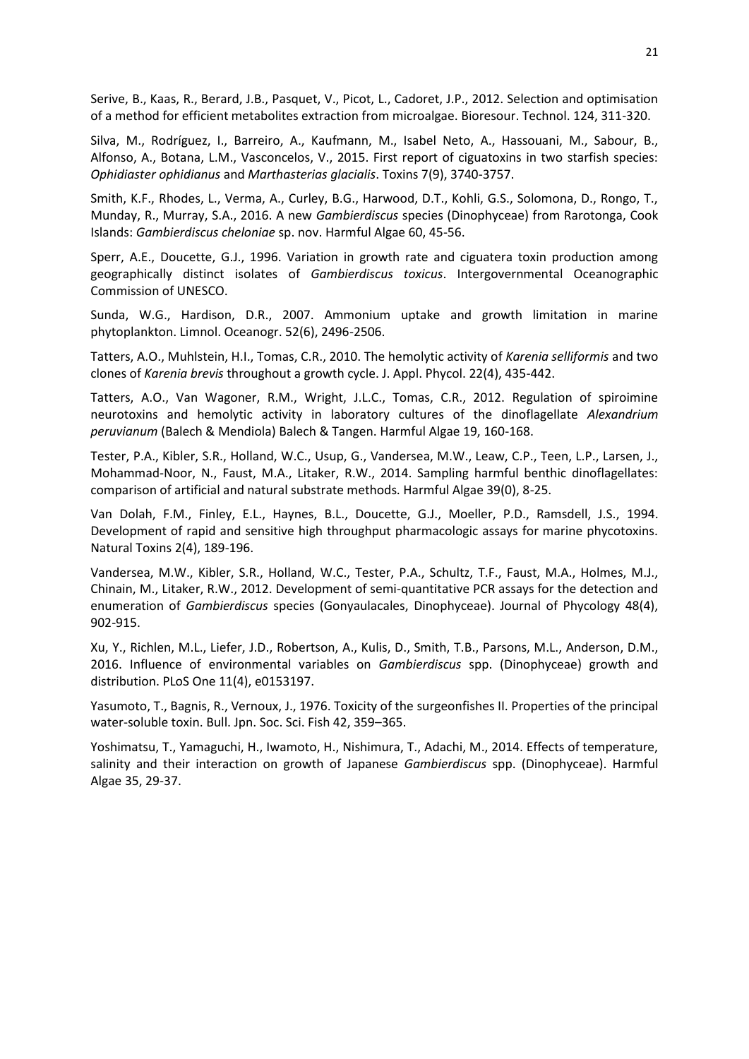Serive, B., Kaas, R., Berard, J.B., Pasquet, V., Picot, L., Cadoret, J.P., 2012. Selection and optimisation of a method for efficient metabolites extraction from microalgae. Bioresour. Technol. 124, 311-320.

Silva, M., Rodríguez, I., Barreiro, A., Kaufmann, M., Isabel Neto, A., Hassouani, M., Sabour, B., Alfonso, A., Botana, L.M., Vasconcelos, V., 2015. First report of ciguatoxins in two starfish species: *Ophidiaster ophidianus* and *Marthasterias glacialis*. Toxins 7(9), 3740-3757.

Smith, K.F., Rhodes, L., Verma, A., Curley, B.G., Harwood, D.T., Kohli, G.S., Solomona, D., Rongo, T., Munday, R., Murray, S.A., 2016. A new *Gambierdiscus* species (Dinophyceae) from Rarotonga, Cook Islands: *Gambierdiscus cheloniae* sp. nov. Harmful Algae 60, 45-56.

Sperr, A.E., Doucette, G.J., 1996. Variation in growth rate and ciguatera toxin production among geographically distinct isolates of *Gambierdiscus toxicus*. Intergovernmental Oceanographic Commission of UNESCO.

Sunda, W.G., Hardison, D.R., 2007. Ammonium uptake and growth limitation in marine phytoplankton. Limnol. Oceanogr. 52(6), 2496-2506.

Tatters, A.O., Muhlstein, H.I., Tomas, C.R., 2010. The hemolytic activity of *Karenia selliformis* and two clones of *Karenia brevis* throughout a growth cycle. J. Appl. Phycol. 22(4), 435-442.

Tatters, A.O., Van Wagoner, R.M., Wright, J.L.C., Tomas, C.R., 2012. Regulation of spiroimine neurotoxins and hemolytic activity in laboratory cultures of the dinoflagellate *Alexandrium peruvianum* (Balech & Mendiola) Balech & Tangen. Harmful Algae 19, 160-168.

Tester, P.A., Kibler, S.R., Holland, W.C., Usup, G., Vandersea, M.W., Leaw, C.P., Teen, L.P., Larsen, J., Mohammad-Noor, N., Faust, M.A., Litaker, R.W., 2014. Sampling harmful benthic dinoflagellates: comparison of artificial and natural substrate methods. Harmful Algae 39(0), 8-25.

Van Dolah, F.M., Finley, E.L., Haynes, B.L., Doucette, G.J., Moeller, P.D., Ramsdell, J.S., 1994. Development of rapid and sensitive high throughput pharmacologic assays for marine phycotoxins. Natural Toxins 2(4), 189-196.

Vandersea, M.W., Kibler, S.R., Holland, W.C., Tester, P.A., Schultz, T.F., Faust, M.A., Holmes, M.J., Chinain, M., Litaker, R.W., 2012. Development of semi-quantitative PCR assays for the detection and enumeration of *Gambierdiscus* species (Gonyaulacales, Dinophyceae). Journal of Phycology 48(4), 902-915.

Xu, Y., Richlen, M.L., Liefer, J.D., Robertson, A., Kulis, D., Smith, T.B., Parsons, M.L., Anderson, D.M., 2016. Influence of environmental variables on *Gambierdiscus* spp. (Dinophyceae) growth and distribution. PLoS One 11(4), e0153197.

Yasumoto, T., Bagnis, R., Vernoux, J., 1976. Toxicity of the surgeonfishes II. Properties of the principal water-soluble toxin. Bull. Jpn. Soc. Sci. Fish 42, 359–365.

Yoshimatsu, T., Yamaguchi, H., Iwamoto, H., Nishimura, T., Adachi, M., 2014. Effects of temperature, salinity and their interaction on growth of Japanese *Gambierdiscus* spp. (Dinophyceae). Harmful Algae 35, 29-37.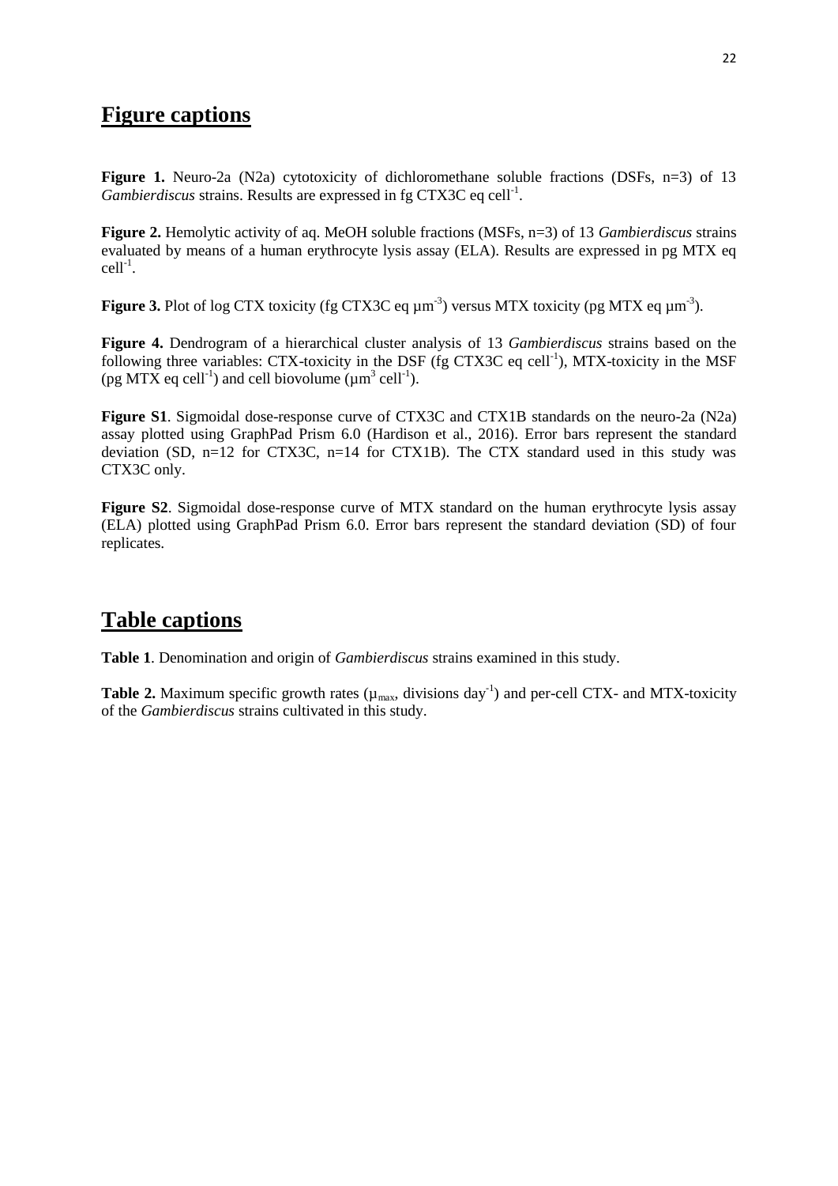## Figure captions

**Figure 1.** Neuro-2a (N2a) cytotoxicity of dichloromethane soluble fractions (DSFs, n=3) of 13 *Gambierdiscus* strains. Results are expressed in fg CTX3C eq $cell^{-1}$.

**Figure 2.** Hemolytic activity of aq. MeOH soluble fractions (MSFs, n=3) of 13 *Gambierdiscus* strains evaluated by means of a human erythrocyte lysis assay (ELA). Results are expressed in pg MTX eq $cell^{-1}$.

**Figure 3.** Plot of log CTX toxicity (fg CTX3C eq $\mu m^{-3}$) versus MTX toxicity (pg MTX eq $\mu m^{-3}$).

**Figure 4.** Dendrogram of a hierarchical cluster analysis of 13 *Gambierdiscus* strains based on the following three variables: CTX-toxicity in the DSF (fg CTX3C eq $cell^{-1}$), MTX-toxicity in the MSF (pg MTX eq $cell^{-1}$) and cell biovolume ($\mu m^3$ $cell^{-1}$).

**Figure S1**. Sigmoidal dose-response curve of CTX3C and CTX1B standards on the neuro-2a (N2a) assay plotted using GraphPad Prism 6.0 (Hardison et al., 2016). Error bars represent the standard deviation (SD, n=12 for CTX3C, n=14 for CTX1B). The CTX standard used in this study was CTX3C only.

**Figure S2**. Sigmoidal dose-response curve of MTX standard on the human erythrocyte lysis assay (ELA) plotted using GraphPad Prism 6.0. Error bars represent the standard deviation (SD) of four replicates.

## Table captions

**Table 1**. Denomination and origin of *Gambierdiscus* strains examined in this study.

**Table 2.** Maximum specific growth rates ($\mu_{max}$, divisions $day^{-1}$) and per-cell CTX- and MTX-toxicity of the *Gambierdiscus* strains cultivated in this study.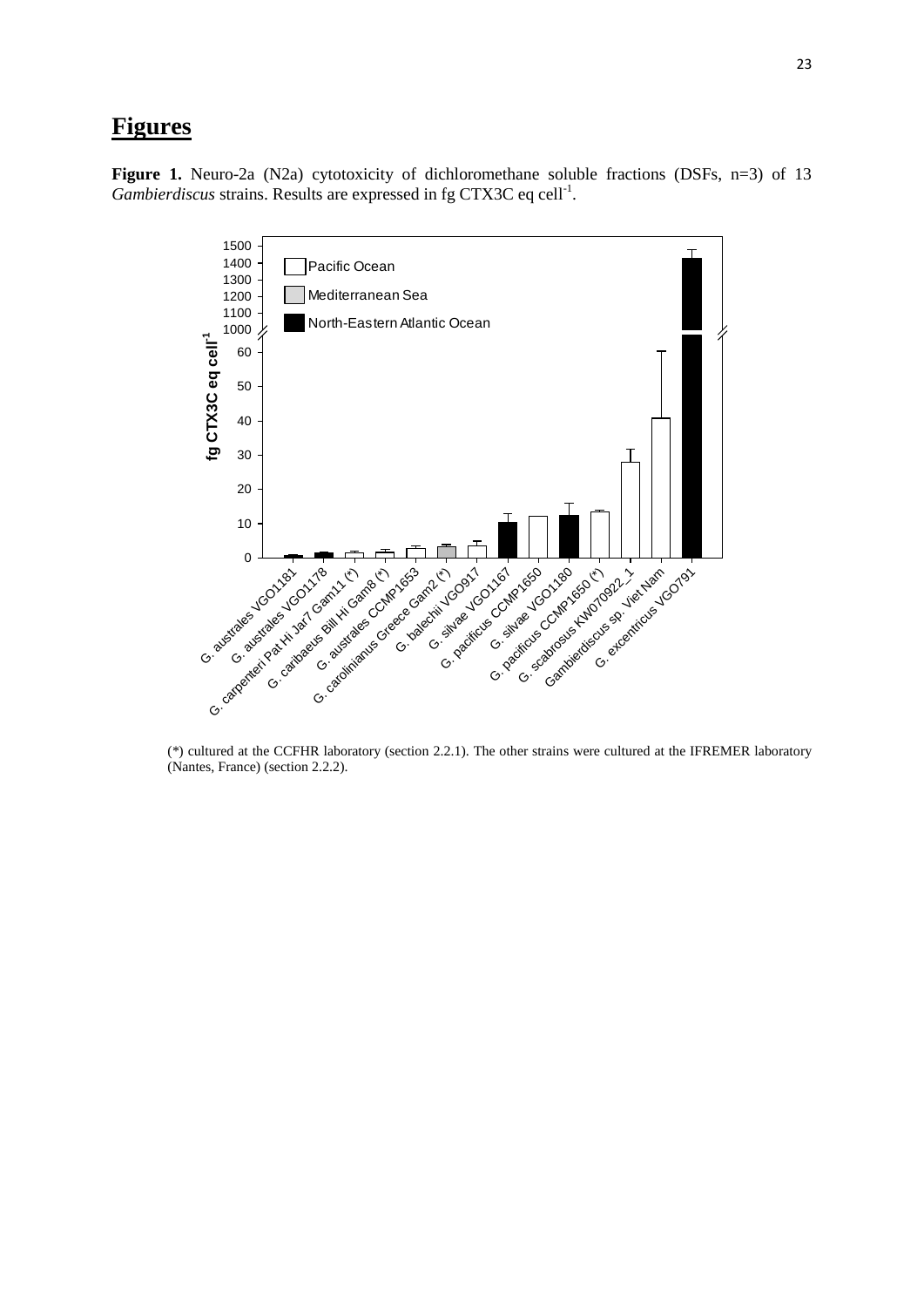# Figures

**Figure 1.** Neuro-2a (N2a) cytotoxicity of dichloromethane soluble fractions (DSFs, n=3) of 13 *Gambierdiscus* strains. Results are expressed in fg CTX3C eq cell$^{-1}$.

(*) cultured at the CCFHR laboratory (section 2.2.1). The other strains were cultured at the IFREMER laboratory (Nantes, France) (section 2.2.2).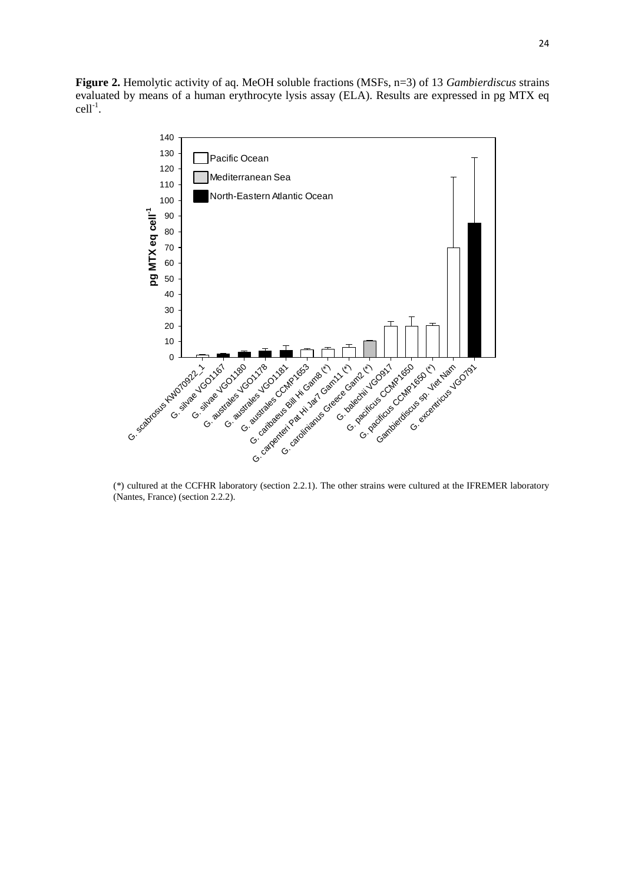**Figure 2.** Hemolytic activity of aq. MeOH soluble fractions (MSFs, n=3) of 13 *Gambierdiscus* strains evaluated by means of a human erythrocyte lysis assay (ELA). Results are expressed in pg MTX eq cell$^{-1}$.

(*) cultured at the CCFHR laboratory (section 2.2.1). The other strains were cultured at the IFREMER laboratory (Nantes, France) (section 2.2.2).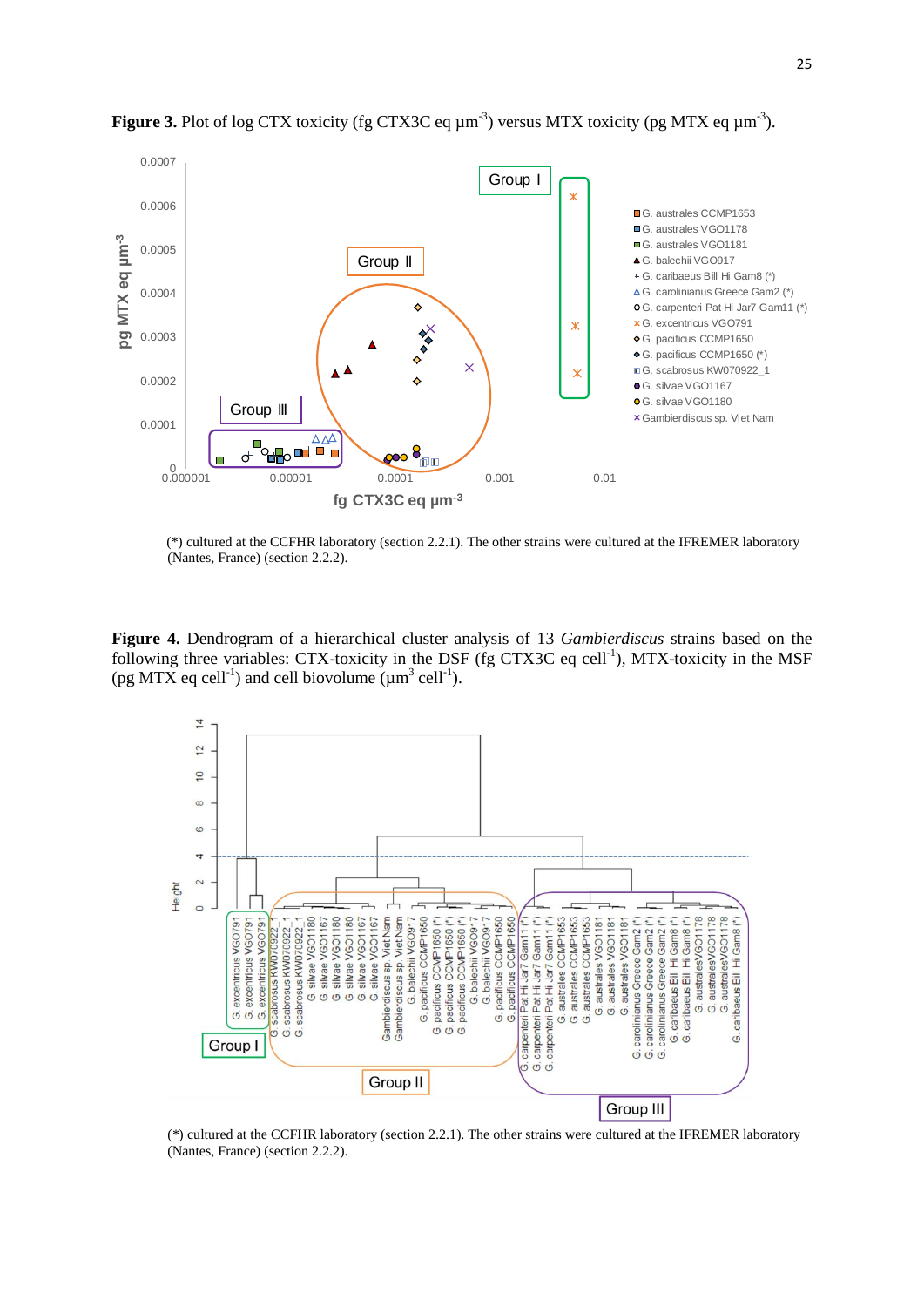**Figure 3.** Plot of log CTX toxicity (fg CTX3C eq $\mu m^{-3}$) versus MTX toxicity (pg MTX eq $\mu m^{-3}$).

(*) cultured at the CCFHR laboratory (section 2.2.1). The other strains were cultured at the IFREMER laboratory (Nantes, France) (section 2.2.2).

**Figure 4.** Dendrogram of a hierarchical cluster analysis of 13 *Gambierdiscus* strains based on the following three variables: CTX-toxicity in the DSF (fg CTX3C eq $cell^{-1}$), MTX-toxicity in the MSF (pg MTX eq $cell^{-1}$) and cell biovolume ($\mu m^3$ $cell^{-1}$).

(*) cultured at the CCFHR laboratory (section 2.2.1). The other strains were cultured at the IFREMER laboratory (Nantes, France) (section 2.2.2).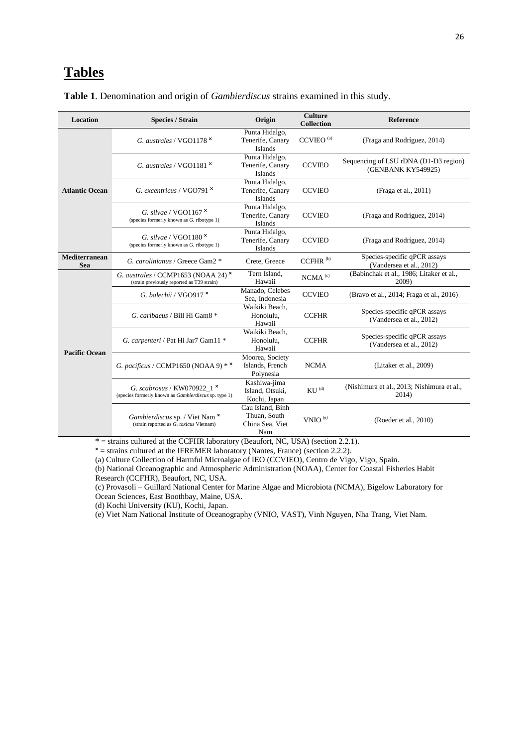# Tables

**Table 1**. Denomination and origin of *Gambierdiscus* strains examined in this study.

| Location | Species / Strain | Origin | Culture Collection | Reference |
|---|---|---|---|---|
| Atlantic Ocean | *G. australes* / VGO1178 ˣ | Punta Hidalgo, Tenerife, Canary Islands | CCVIEO [(a)] | (Fraga and Rodríguez, 2014) |
| | *G. australes* / VGO1181 ˣ | Punta Hidalgo, Tenerife, Canary Islands | CCVIEO | Sequencing of LSU rDNA (D1-D3 region) (GENBANK KY549925) |
| | *G. excentricus* / VGO791 ˣ | Punta Hidalgo, Tenerife, Canary Islands | CCVIEO | (Fraga et al., 2011) |
| | *G. silvae* / VGO1167 ˣ (species formerly known as *G.* ribotype 1) | Punta Hidalgo, Tenerife, Canary Islands | CCVIEO | (Fraga and Rodríguez, 2014) |
| | *G. silvae* / VGO1180 ˣ (species formerly known as *G.* ribotype 1) | Punta Hidalgo, Tenerife, Canary Islands | CCVIEO | (Fraga and Rodríguez, 2014) |
| Mediterranean Sea | *G. carolinianus* / Greece Gam2 * | Crete, Greece | CCFHR [(b)] | Species-specific qPCR assays (Vandersea et al., 2012) |
| Pacific Ocean | *G. australes* / CCMP1653 (NOAA 24) ˣ (strain previously reported as T39 strain) | Tern Island, Hawaii | NCMA [(c)] | (Babinchak et al., 1986; Litaker et al., 2009) |
| | *G. balechii* / VGO917 ˣ | Manado, Celebes Sea, Indonesia | CCVIEO | (Bravo et al., 2014; Fraga et al., 2016) |
| | *G. caribaeus* / Bill Hi Gam8 * | Waikiki Beach, Honolulu, Hawaii | CCFHR | Species-specific qPCR assays (Vandersea et al., 2012) |
| | *G. carpenteri* / Pat Hi Jar7 Gam11 * | Waikiki Beach, Honolulu, Hawaii | CCFHR | Species-specific qPCR assays (Vandersea et al., 2012) |
| | *G. pacificus* / CCMP1650 (NOAA 9) * ˣ | Moorea, Society Islands, French Polynesia | NCMA | (Litaker et al., 2009) |
| | *G. scabrosus* / KW070922_1 ˣ (species formerly known as *Gambierdiscus* sp. type 1) | Kashiwa-jima Island, Otsuki, Kochi, Japan | KU [(d)] | (Nishimura et al., 2013; Nishimura et al., 2014) |
| | *Gambierdiscus* sp. / Viet Nam ˣ (strain reported as *G. toxicus* Vietnam) | Cau Island, Binh Thuan, South China Sea, Viet Nam | VNIO [(e)] | (Roeder et al., 2010) |

* = strains cultured at the CCFHR laboratory (Beaufort, NC, USA) (section 2.2.1).

ˣ = strains cultured at the IFREMER laboratory (Nantes, France) (section 2.2.2).

(a) Culture Collection of Harmful Microalgae of IEO (CCVIEO), Centro de Vigo, Vigo, Spain.

(b) National Oceanographic and Atmospheric Administration (NOAA), Center for Coastal Fisheries Habit Research (CCFHR), Beaufort, NC, USA.

(c) Provasoli – Guillard National Center for Marine Algae and Microbiota (NCMA), Bigelow Laboratory for Ocean Sciences, East Boothbay, Maine, USA.

(d) Kochi University (KU), Kochi, Japan.

(e) Viet Nam National Institute of Oceanography (VNIO, VAST), Vinh Nguyen, Nha Trang, Viet Nam.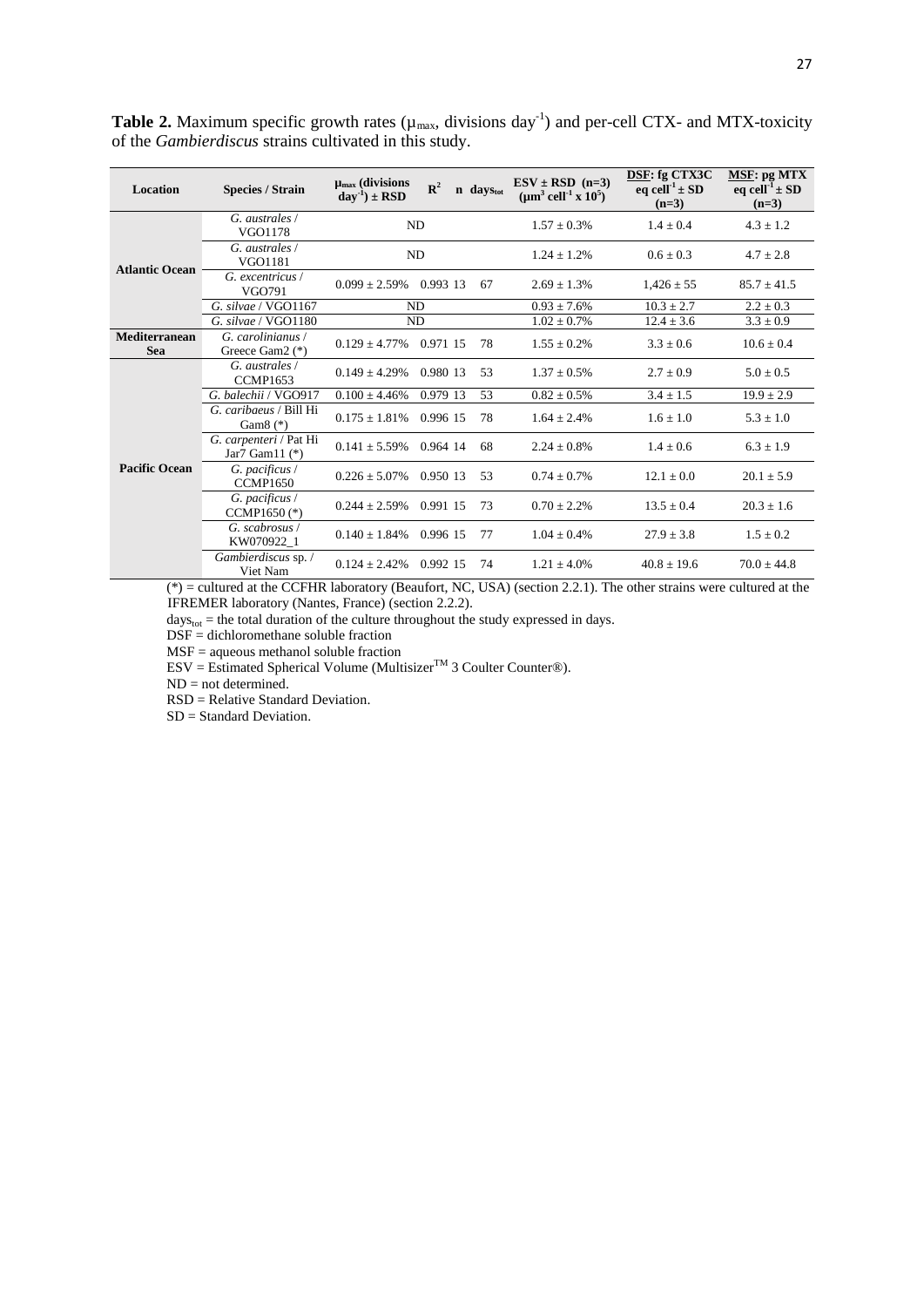**Table 2.** Maximum specific growth rates ($\mu_{max}$, divisions day$^{-1}$) and per-cell CTX- and MTX-toxicity of the *Gambierdiscus* strains cultivated in this study.

| Location | Species / Strain | $\mu_{max}$ (divisions day$^{-1}$) ± RSD | $R^2$ | n | days$_{tot}$ | ESV ± RSD (n=3) (µm$^3$ cell$^{-1}$ x 10$^5$) | DSF: fg CTX3C eq cell$^{-1}$ ± SD (n=3) | MSF: pg MTX eq cell$^{-1}$ ± SD (n=3) |
|---|---|---|---|---|---|---|---|---|
| Atlantic Ocean | *G. australes* / VGO1178 | ND | | | | 1.57 ± 0.3% | 1.4 ± 0.4 | 4.3 ± 1.2 |
| | *G. australes* / VGO1181 | ND | | | | 1.24 ± 1.2% | 0.6 ± 0.3 | 4.7 ± 2.8 |
| | *G. excentricus* / VGO791 | 0.099 ± 2.59% | 0.993 | 13 | 67 | 2.69 ± 1.3% | 1,426 ± 55 | 85.7 ± 41.5 |
| | *G. silvae* / VGO1167 | ND | | | | 0.93 ± 7.6% | 10.3 ± 2.7 | 2.2 ± 0.3 |
| | *G. silvae* / VGO1180 | ND | | | | 1.02 ± 0.7% | 12.4 ± 3.6 | 3.3 ± 0.9 |
| Mediterranean Sea | *G. carolinianus* / Greece Gam2 (*) | 0.129 ± 4.77% | 0.971 | 15 | 78 | 1.55 ± 0.2% | 3.3 ± 0.6 | 10.6 ± 0.4 |
| Pacific Ocean | *G. australes* / CCMP1653 | 0.149 ± 4.29% | 0.980 | 13 | 53 | 1.37 ± 0.5% | 2.7 ± 0.9 | 5.0 ± 0.5 |
| | *G. balechii* / VGO917 | 0.100 ± 4.46% | 0.979 | 13 | 53 | 0.82 ± 0.5% | 3.4 ± 1.5 | 19.9 ± 2.9 |
| | *G. caribaeus* / Bill Hi Gam8 (*) | 0.175 ± 1.81% | 0.996 | 15 | 78 | 1.64 ± 2.4% | 1.6 ± 1.0 | 5.3 ± 1.0 |
| | *G. carpenteri* / Pat Hi Jar7 Gam11 (*) | 0.141 ± 5.59% | 0.964 | 14 | 68 | 2.24 ± 0.8% | 1.4 ± 0.6 | 6.3 ± 1.9 |
| | *G. pacificus* / CCMP1650 | 0.226 ± 5.07% | 0.950 | 13 | 53 | 0.74 ± 0.7% | 12.1 ± 0.0 | 20.1 ± 5.9 |
| | *G. pacificus* / CCMP1650 (*) | 0.244 ± 2.59% | 0.991 | 15 | 73 | 0.70 ± 2.2% | 13.5 ± 0.4 | 20.3 ± 1.6 |
| | *G. scabrosus* / KW070922_1 | 0.140 ± 1.84% | 0.996 | 15 | 77 | 1.04 ± 0.4% | 27.9 ± 3.8 | 1.5 ± 0.2 |
| | *Gambierdiscus* sp. / Viet Nam | 0.124 ± 2.42% | 0.992 | 15 | 74 | 1.21 ± 4.0% | 40.8 ± 19.6 | 70.0 ± 44.8 |

(*) = cultured at the CCFHR laboratory (Beaufort, NC, USA) (section 2.2.1). The other strains were cultured at the IFREMER laboratory (Nantes, France) (section 2.2.2).

days$_{tot}$ = the total duration of the culture throughout the study expressed in days.

DSF = dichloromethane soluble fraction

MSF = aqueous methanol soluble fraction

ESV = Estimated Spherical Volume (Multisizer™ 3 Coulter Counter®).

ND = not determined.

RSD = Relative Standard Deviation.

SD = Standard Deviation.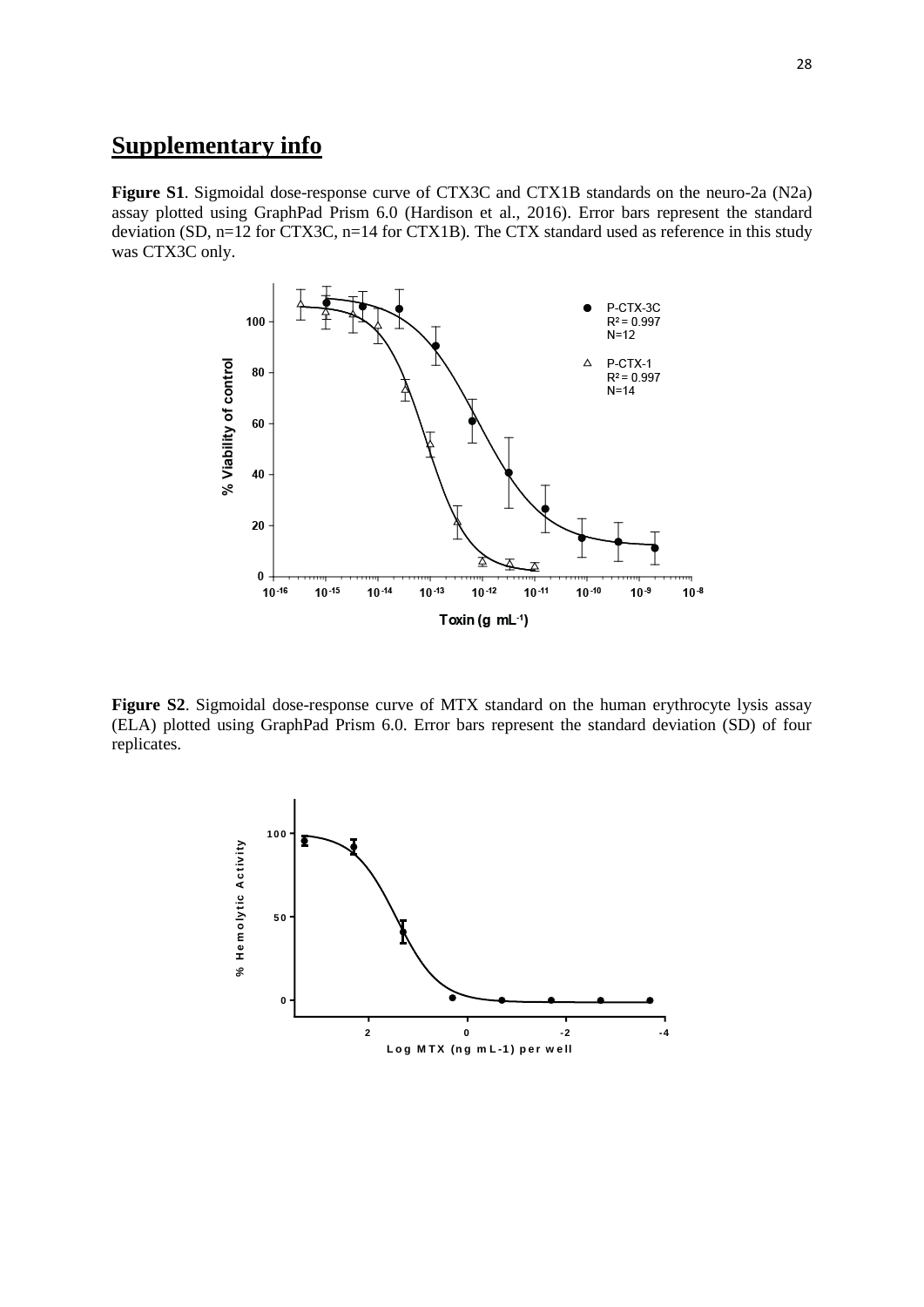## Supplementary info

**Figure S1**. Sigmoidal dose-response curve of CTX3C and CTX1B standards on the neuro-2a (N2a) assay plotted using GraphPad Prism 6.0 (Hardison et al., 2016). Error bars represent the standard deviation (SD, n=12 for CTX3C, n=14 for CTX1B). The CTX standard used as reference in this study was CTX3C only.

P-CTX-3C
$R^2 = 0.997$
N=12

P-CTX-1
$R^2 = 0.997$
N=14

% Viability of control

0
20
40
60
80
100

$10^{-16}$ $10^{-15}$ $10^{-14}$ $10^{-13}$ $10^{-12}$ $10^{-11}$ $10^{-10}$ $10^{-9}$ $10^{-8}$

Toxin (g $mL^{-1}$)

**Figure S2**. Sigmoidal dose-response curve of MTX standard on the human erythrocyte lysis assay (ELA) plotted using GraphPad Prism 6.0. Error bars represent the standard deviation (SD) of four replicates.

% Hemolytic Activity

0
50
100

2
0
-2
-4

Log MTX (ng mL-1) per well